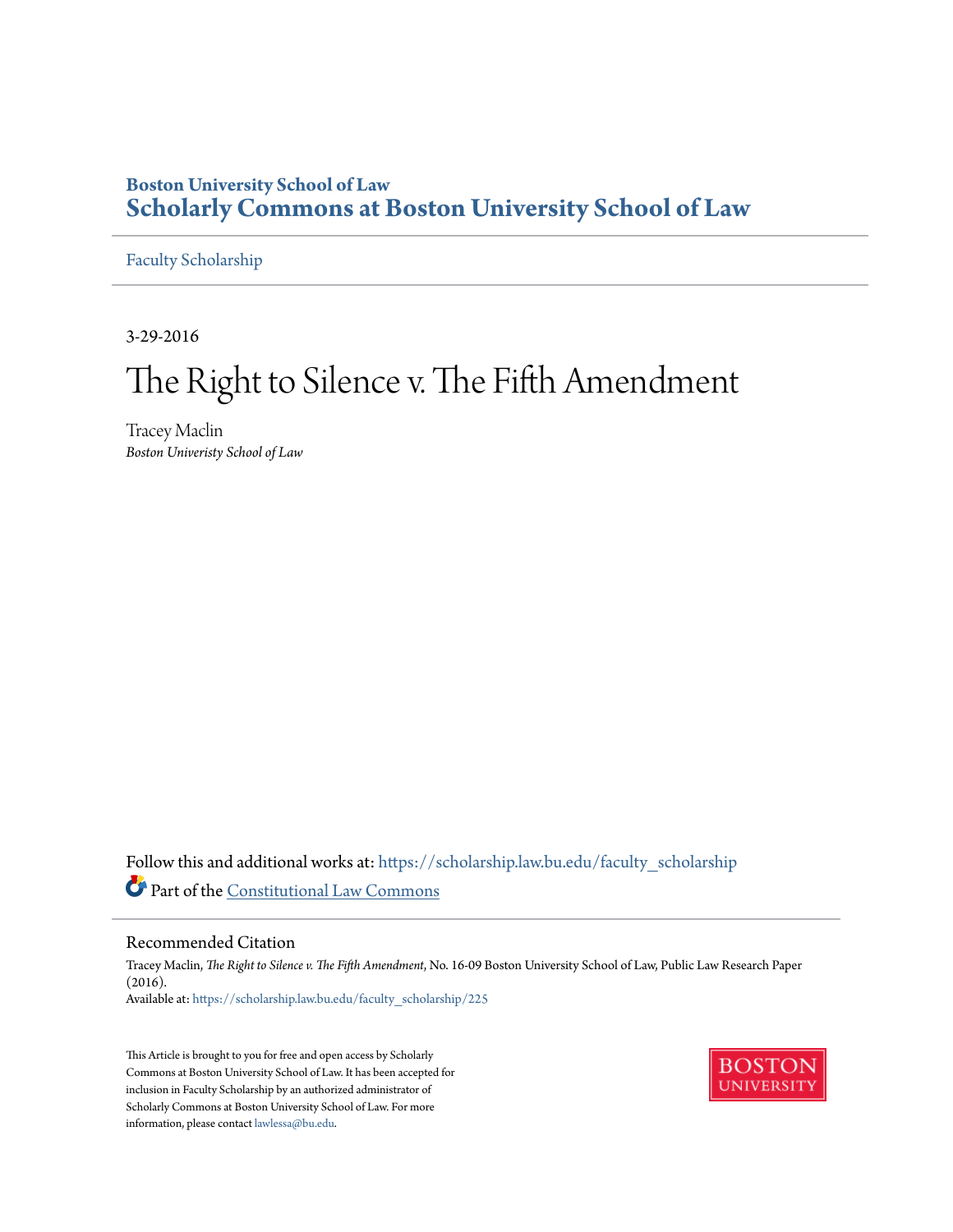**Boston University School of Law**
# Scholarly Commons at Boston University School of Law

Faculty Scholarship

3-29-2016

# The Right to Silence v. The Fifth Amendment

Tracey Maclin
*Boston Univeristy School of Law*

Follow this and additional works at: https://scholarship.law.bu.edu/faculty_scholarship

Part of the Constitutional Law Commons

## Recommended Citation

Tracey Maclin, *The Right to Silence v. The Fifth Amendment*, No. 16-09 Boston University School of Law, Public Law Research Paper (2016).
Available at: https://scholarship.law.bu.edu/faculty_scholarship/225

This Article is brought to you for free and open access by Scholarly Commons at Boston University School of Law. It has been accepted for inclusion in Faculty Scholarship by an authorized administrator of Scholarly Commons at Boston University School of Law. For more information, please contact lawlessa@bu.edu.

BOSTON UNIVERSITY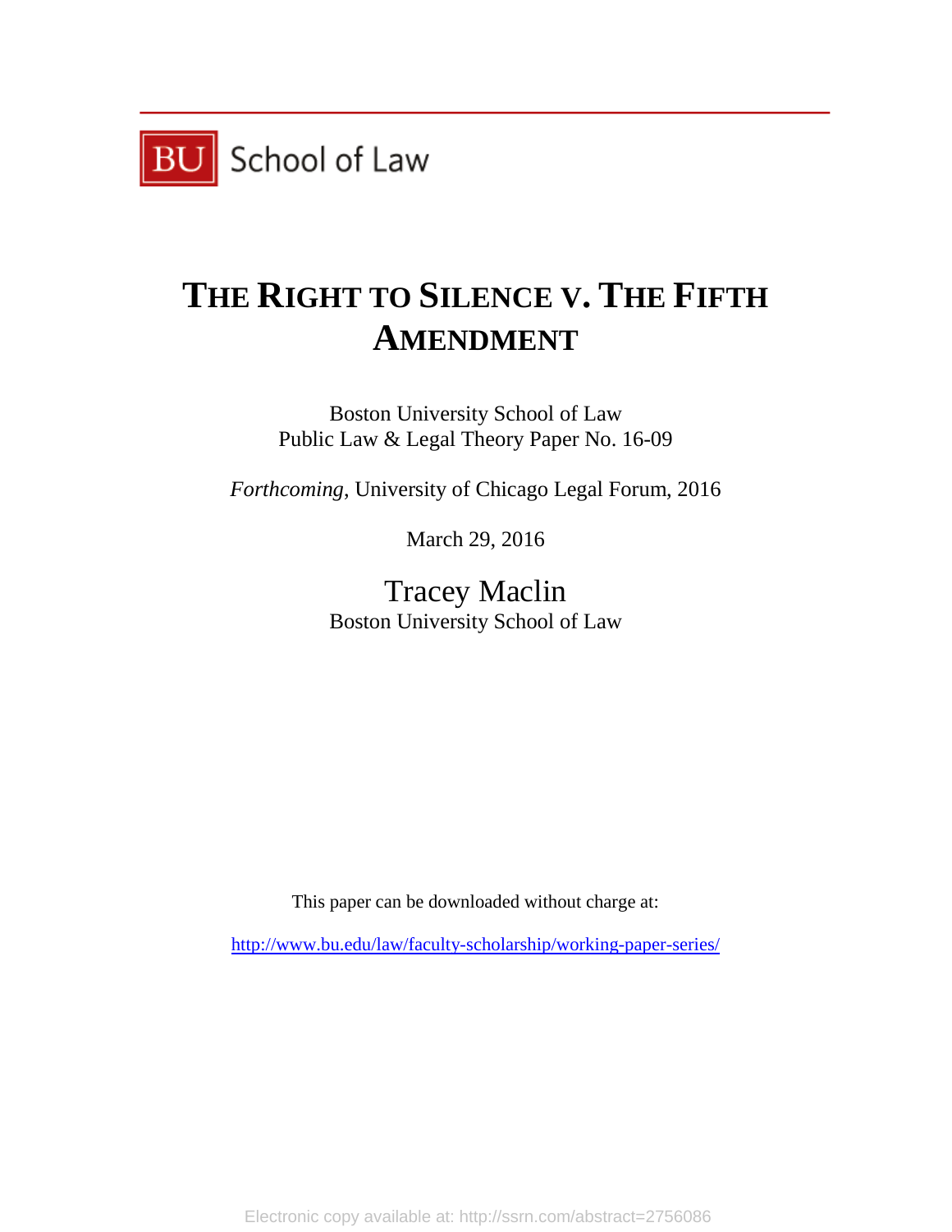# THE RIGHT TO SILENCE V. THE FIFTH AMENDMENT

Boston University School of Law
Public Law & Legal Theory Paper No. 16-09

*Forthcoming*, University of Chicago Legal Forum, 2016

March 29, 2016

Tracey Maclin
Boston University School of Law

This paper can be downloaded without charge at:

http://www.bu.edu/law/faculty-scholarship/working-paper-series/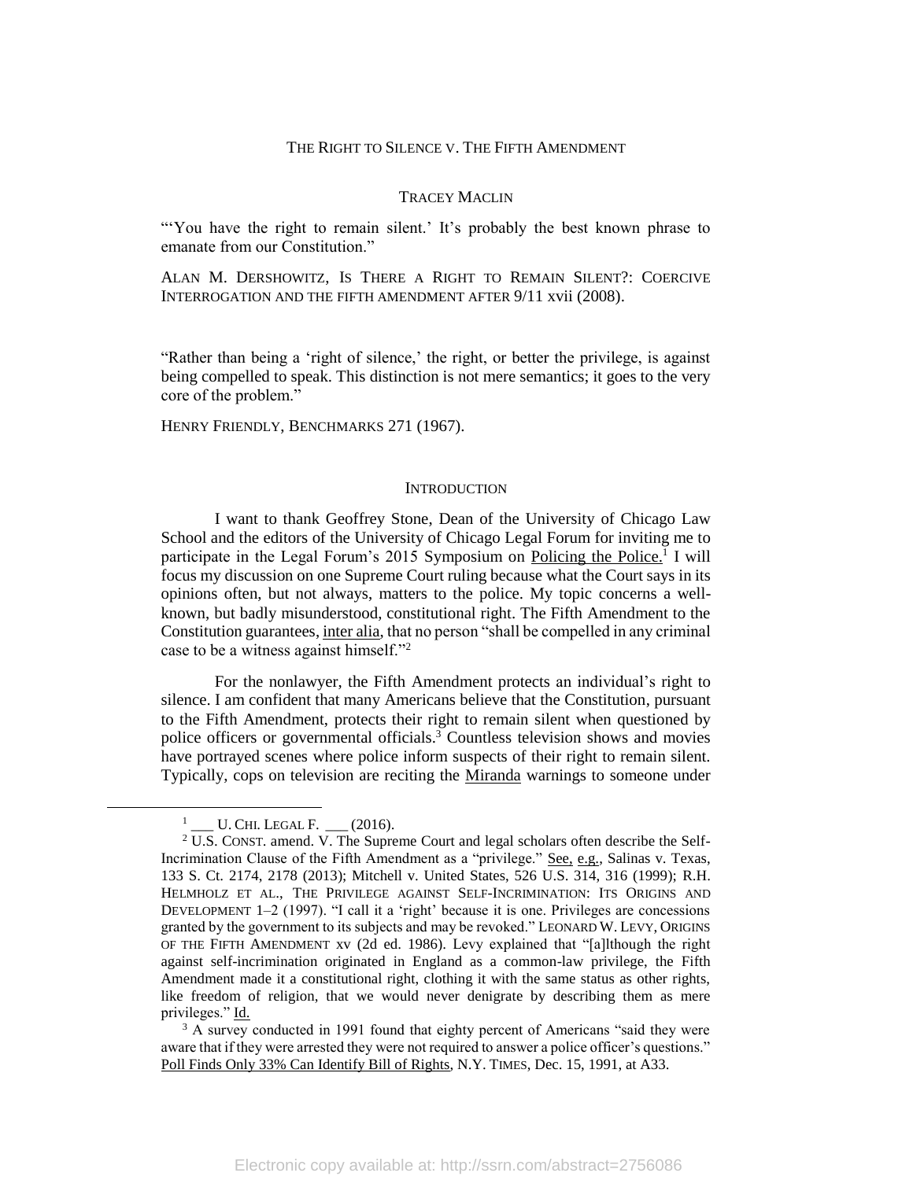THE RIGHT TO SILENCE V. THE FIFTH AMENDMENT

TRACEY MACLIN

"'You have the right to remain silent.' It's probably the best known phrase to emanate from our Constitution."

ALAN M. DERSHOWITZ, IS THERE A RIGHT TO REMAIN SILENT?: COERCIVE INTERROGATION AND THE FIFTH AMENDMENT AFTER 9/11 xvii (2008).

"Rather than being a 'right of silence,' the right, or better the privilege, is against being compelled to speak. This distinction is not mere semantics; it goes to the very core of the problem."

HENRY FRIENDLY, BENCHMARKS 271 (1967).

## INTRODUCTION

I want to thank Geoffrey Stone, Dean of the University of Chicago Law School and the editors of the University of Chicago Legal Forum for inviting me to participate in the Legal Forum's 2015 Symposium on Policing the Police.[1] I will focus my discussion on one Supreme Court ruling because what the Court says in its opinions often, but not always, matters to the police. My topic concerns a well-known, but badly misunderstood, constitutional right. The Fifth Amendment to the Constitution guarantees, inter alia, that no person "shall be compelled in any criminal case to be a witness against himself."[2]

For the nonlawyer, the Fifth Amendment protects an individual's right to silence. I am confident that many Americans believe that the Constitution, pursuant to the Fifth Amendment, protects their right to remain silent when questioned by police officers or governmental officials.[3] Countless television shows and movies have portrayed scenes where police inform suspects of their right to remain silent. Typically, cops on television are reciting the Miranda warnings to someone under

---

[1] ___ U. CHI. LEGAL F. ___ (2016).

[2] U.S. CONST. amend. V. The Supreme Court and legal scholars often describe the Self-Incrimination Clause of the Fifth Amendment as a "privilege." See, e.g., Salinas v. Texas, 133 S. Ct. 2174, 2178 (2013); Mitchell v. United States, 526 U.S. 314, 316 (1999); R.H. HELMHOLZ ET AL., THE PRIVILEGE AGAINST SELF-INCRIMINATION: ITS ORIGINS AND DEVELOPMENT 1–2 (1997). "I call it a 'right' because it is one. Privileges are concessions granted by the government to its subjects and may be revoked." LEONARD W. LEVY, ORIGINS OF THE FIFTH AMENDMENT xv (2d ed. 1986). Levy explained that "[a]lthough the right against self-incrimination originated in England as a common-law privilege, the Fifth Amendment made it a constitutional right, clothing it with the same status as other rights, like freedom of religion, that we would never denigrate by describing them as mere privileges." Id.

[3] A survey conducted in 1991 found that eighty percent of Americans "said they were aware that if they were arrested they were not required to answer a police officer's questions." Poll Finds Only 33% Can Identify Bill of Rights, N.Y. TIMES, Dec. 15, 1991, at A33.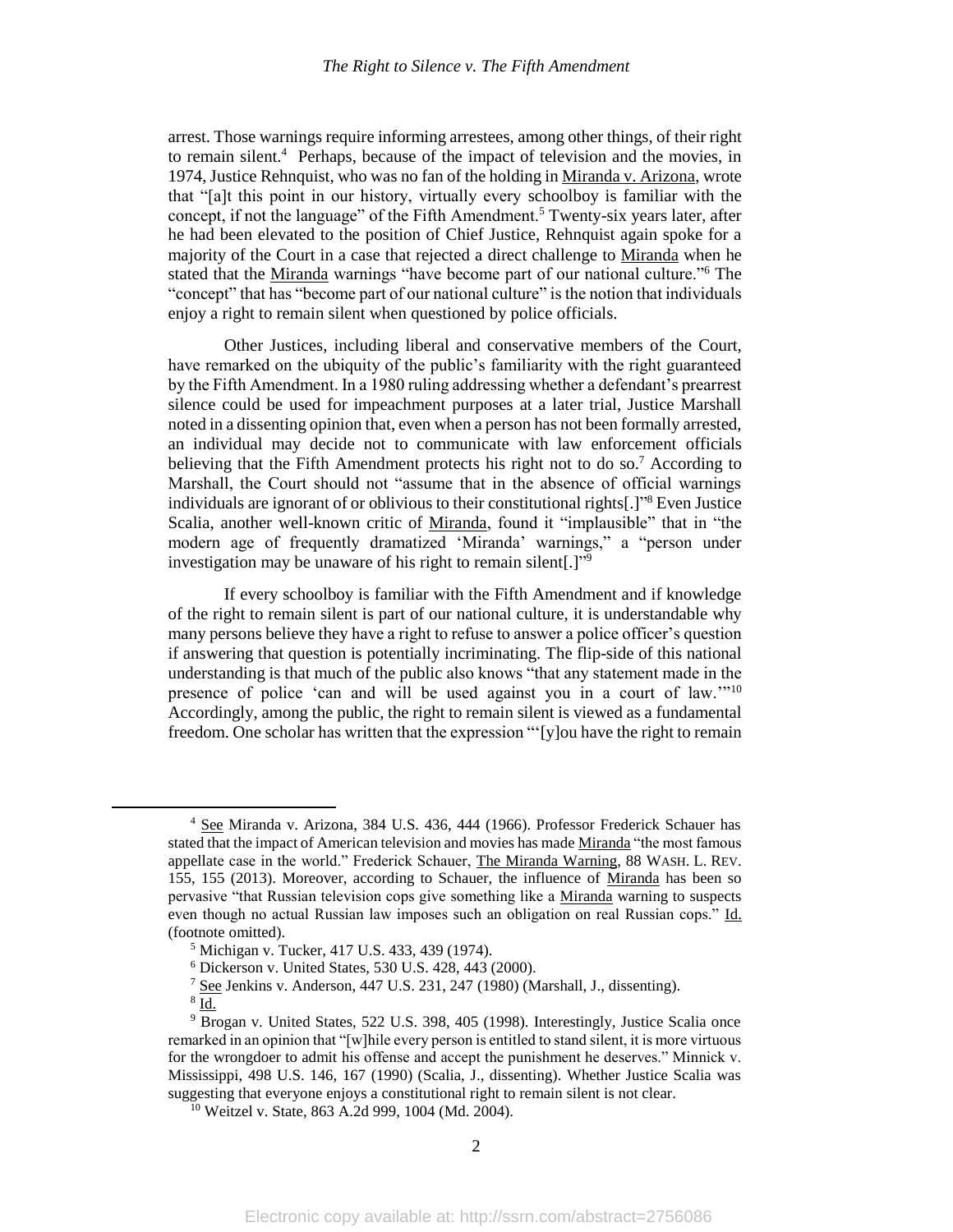arrest. Those warnings require informing arrestees, among other things, of their right to remain silent.[4] Perhaps, because of the impact of television and the movies, in 1974, Justice Rehnquist, who was no fan of the holding in Miranda v. Arizona, wrote that "[a]t this point in our history, virtually every schoolboy is familiar with the concept, if not the language" of the Fifth Amendment.[5] Twenty-six years later, after he had been elevated to the position of Chief Justice, Rehnquist again spoke for a majority of the Court in a case that rejected a direct challenge to Miranda when he stated that the Miranda warnings "have become part of our national culture."[6] The "concept" that has "become part of our national culture" is the notion that individuals enjoy a right to remain silent when questioned by police officials.

Other Justices, including liberal and conservative members of the Court, have remarked on the ubiquity of the public's familiarity with the right guaranteed by the Fifth Amendment. In a 1980 ruling addressing whether a defendant's prearrest silence could be used for impeachment purposes at a later trial, Justice Marshall noted in a dissenting opinion that, even when a person has not been formally arrested, an individual may decide not to communicate with law enforcement officials believing that the Fifth Amendment protects his right not to do so.[7] According to Marshall, the Court should not "assume that in the absence of official warnings individuals are ignorant of or oblivious to their constitutional rights[.]"[8] Even Justice Scalia, another well-known critic of Miranda, found it "implausible" that in "the modern age of frequently dramatized 'Miranda' warnings," a "person under investigation may be unaware of his right to remain silent[.]"[9]

If every schoolboy is familiar with the Fifth Amendment and if knowledge of the right to remain silent is part of our national culture, it is understandable why many persons believe they have a right to refuse to answer a police officer's question if answering that question is potentially incriminating. The flip-side of this national understanding is that much of the public also knows "that any statement made in the presence of police 'can and will be used against you in a court of law.'"[10] Accordingly, among the public, the right to remain silent is viewed as a fundamental freedom. One scholar has written that the expression "'[y]ou have the right to remain

---

[4] See Miranda v. Arizona, 384 U.S. 436, 444 (1966). Professor Frederick Schauer has stated that the impact of American television and movies has made Miranda "the most famous appellate case in the world." Frederick Schauer, The Miranda Warning, 88 WASH. L. REV. 155, 155 (2013). Moreover, according to Schauer, the influence of Miranda has been so pervasive "that Russian television cops give something like a Miranda warning to suspects even though no actual Russian law imposes such an obligation on real Russian cops." Id. (footnote omitted).

[5] Michigan v. Tucker, 417 U.S. 433, 439 (1974).

[6] Dickerson v. United States, 530 U.S. 428, 443 (2000).

[7] See Jenkins v. Anderson, 447 U.S. 231, 247 (1980) (Marshall, J., dissenting).

[8] Id.

[9] Brogan v. United States, 522 U.S. 398, 405 (1998). Interestingly, Justice Scalia once remarked in an opinion that "[w]hile every person is entitled to stand silent, it is more virtuous for the wrongdoer to admit his offense and accept the punishment he deserves." Minnick v. Mississippi, 498 U.S. 146, 167 (1990) (Scalia, J., dissenting). Whether Justice Scalia was suggesting that everyone enjoys a constitutional right to remain silent is not clear.

[10] Weitzel v. State, 863 A.2d 999, 1004 (Md. 2004).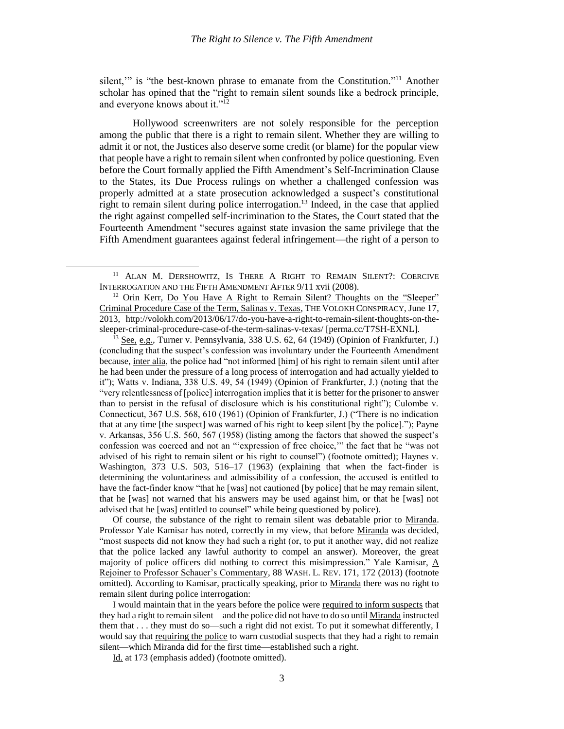silent,'" is "the best-known phrase to emanate from the Constitution."[11] Another scholar has opined that the "right to remain silent sounds like a bedrock principle, and everyone knows about it."[12]

Hollywood screenwriters are not solely responsible for the perception among the public that there is a right to remain silent. Whether they are willing to admit it or not, the Justices also deserve some credit (or blame) for the popular view that people have a right to remain silent when confronted by police questioning. Even before the Court formally applied the Fifth Amendment's Self-Incrimination Clause to the States, its Due Process rulings on whether a challenged confession was properly admitted at a state prosecution acknowledged a suspect's constitutional right to remain silent during police interrogation.[13] Indeed, in the case that applied the right against compelled self-incrimination to the States, the Court stated that the Fourteenth Amendment "secures against state invasion the same privilege that the Fifth Amendment guarantees against federal infringement—the right of a person to

---

[11] ALAN M. DERSHOWITZ, IS THERE A RIGHT TO REMAIN SILENT?: COERCIVE INTERROGATION AND THE FIFTH AMENDMENT AFTER 9/11 xvii (2008).

[12] Orin Kerr, Do You Have A Right to Remain Silent? Thoughts on the "Sleeper" Criminal Procedure Case of the Term, Salinas v. Texas, THE VOLOKH CONSPIRACY, June 17, 2013, http://volokh.com/2013/06/17/do-you-have-a-right-to-remain-silent-thoughts-on-the-sleeper-criminal-procedure-case-of-the-term-salinas-v-texas/ [perma.cc/T7SH-EXNL].

[13] See, e.g., Turner v. Pennsylvania, 338 U.S. 62, 64 (1949) (Opinion of Frankfurter, J.) (concluding that the suspect's confession was involuntary under the Fourteenth Amendment because, inter alia, the police had "not informed [him] of his right to remain silent until after he had been under the pressure of a long process of interrogation and had actually yielded to it"); Watts v. Indiana, 338 U.S. 49, 54 (1949) (Opinion of Frankfurter, J.) (noting that the "very relentlessness of [police] interrogation implies that it is better for the prisoner to answer than to persist in the refusal of disclosure which is his constitutional right"); Culombe v. Connecticut, 367 U.S. 568, 610 (1961) (Opinion of Frankfurter, J.) ("There is no indication that at any time [the suspect] was warned of his right to keep silent [by the police]."); Payne v. Arkansas, 356 U.S. 560, 567 (1958) (listing among the factors that showed the suspect's confession was coerced and not an "'expression of free choice,'" the fact that he "was not advised of his right to remain silent or his right to counsel") (footnote omitted); Haynes v. Washington, 373 U.S. 503, 516–17 (1963) (explaining that when the fact-finder is determining the voluntariness and admissibility of a confession, the accused is entitled to have the fact-finder know "that he [was] not cautioned [by police] that he may remain silent, that he [was] not warned that his answers may be used against him, or that he [was] not advised that he [was] entitled to counsel" while being questioned by police).

Of course, the substance of the right to remain silent was debatable prior to Miranda. Professor Yale Kamisar has noted, correctly in my view, that before Miranda was decided, "most suspects did not know they had such a right (or, to put it another way, did not realize that the police lacked any lawful authority to compel an answer). Moreover, the great majority of police officers did nothing to correct this misimpression." Yale Kamisar, A Rejoinder to Professor Schauer's Commentary, 88 WASH. L. REV. 171, 172 (2013) (footnote omitted). According to Kamisar, practically speaking, prior to Miranda there was no right to remain silent during police interrogation:

> I would maintain that in the years before the police were required to inform suspects that they had a right to remain silent—and the police did not have to do so until Miranda instructed them that . . . they must do so—such a right did not exist. To put it somewhat differently, I would say that requiring the police to warn custodial suspects that they had a right to remain silent—which Miranda did for the first time—established such a right.

Id. at 173 (emphasis added) (footnote omitted).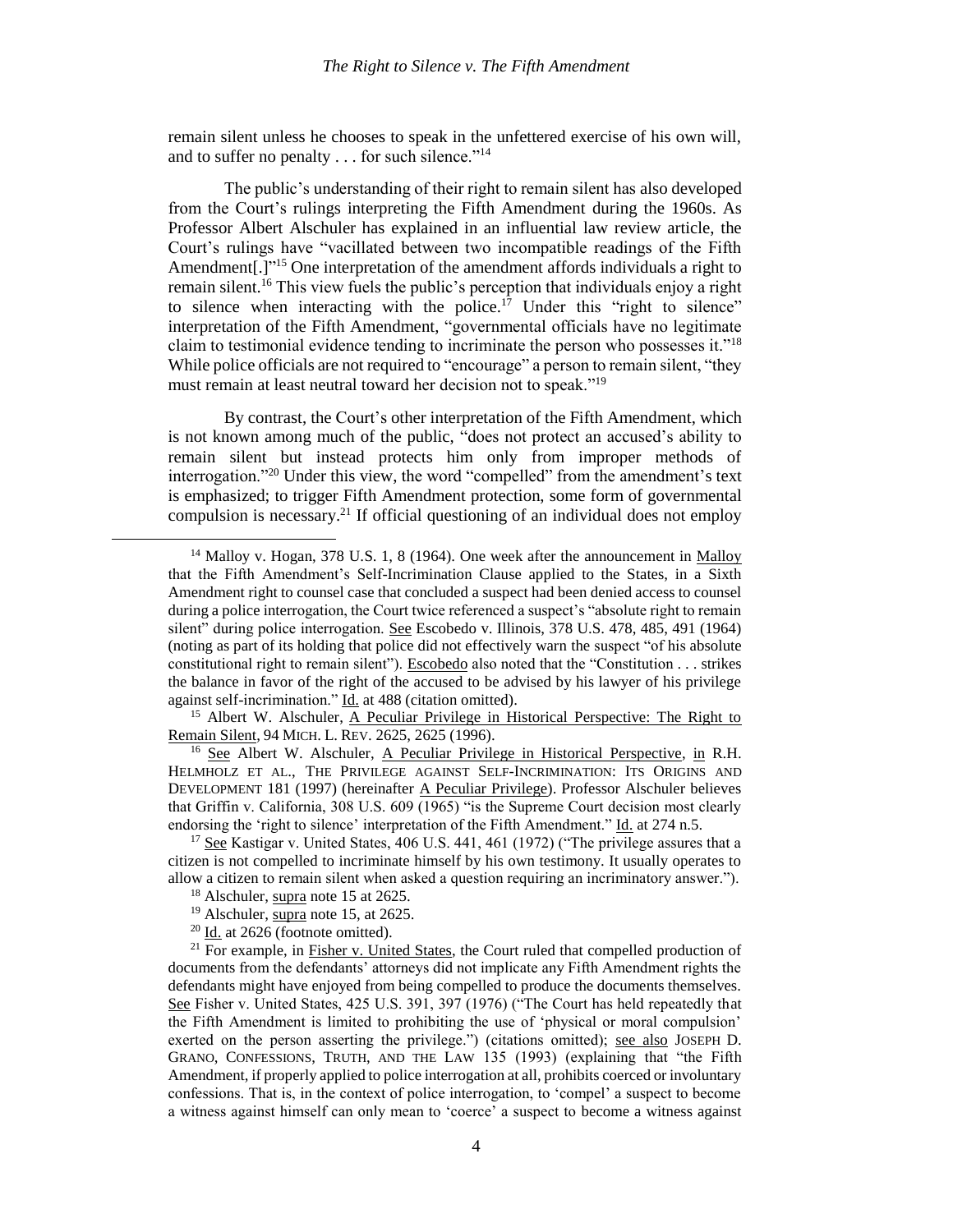remain silent unless he chooses to speak in the unfettered exercise of his own will, and to suffer no penalty . . . for such silence."[14]

The public's understanding of their right to remain silent has also developed from the Court's rulings interpreting the Fifth Amendment during the 1960s. As Professor Albert Alschuler has explained in an influential law review article, the Court's rulings have "vacillated between two incompatible readings of the Fifth Amendment[.]"[15] One interpretation of the amendment affords individuals a right to remain silent.[16] This view fuels the public's perception that individuals enjoy a right to silence when interacting with the police.[17] Under this "right to silence" interpretation of the Fifth Amendment, "governmental officials have no legitimate claim to testimonial evidence tending to incriminate the person who possesses it."[18] While police officials are not required to "encourage" a person to remain silent, "they must remain at least neutral toward her decision not to speak."[19]

By contrast, the Court's other interpretation of the Fifth Amendment, which is not known among much of the public, "does not protect an accused's ability to remain silent but instead protects him only from improper methods of interrogation."[20] Under this view, the word "compelled" from the amendment's text is emphasized; to trigger Fifth Amendment protection, some form of governmental compulsion is necessary.[21] If official questioning of an individual does not employ

---

[14] Malloy v. Hogan, 378 U.S. 1, 8 (1964). One week after the announcement in Malloy that the Fifth Amendment's Self-Incrimination Clause applied to the States, in a Sixth Amendment right to counsel case that concluded a suspect had been denied access to counsel during a police interrogation, the Court twice referenced a suspect's "absolute right to remain silent" during police interrogation. See Escobedo v. Illinois, 378 U.S. 478, 485, 491 (1964) (noting as part of its holding that police did not effectively warn the suspect "of his absolute constitutional right to remain silent"). Escobedo also noted that the "Constitution . . . strikes the balance in favor of the right of the accused to be advised by his lawyer of his privilege against self-incrimination." Id. at 488 (citation omitted).

[15] Albert W. Alschuler, A Peculiar Privilege in Historical Perspective: The Right to Remain Silent, 94 MICH. L. REV. 2625, 2625 (1996).

[16] See Albert W. Alschuler, A Peculiar Privilege in Historical Perspective, in R.H. HELMHOLZ ET AL., THE PRIVILEGE AGAINST SELF-INCRIMINATION: ITS ORIGINS AND DEVELOPMENT 181 (1997) (hereinafter A Peculiar Privilege). Professor Alschuler believes that Griffin v. California, 308 U.S. 609 (1965) "is the Supreme Court decision most clearly endorsing the 'right to silence' interpretation of the Fifth Amendment." Id. at 274 n.5.

[17] See Kastigar v. United States, 406 U.S. 441, 461 (1972) ("The privilege assures that a citizen is not compelled to incriminate himself by his own testimony. It usually operates to allow a citizen to remain silent when asked a question requiring an incriminatory answer.").

[18] Alschuler, supra note 15 at 2625.

[19] Alschuler, supra note 15, at 2625.

[20] Id. at 2626 (footnote omitted).

[21] For example, in Fisher v. United States, the Court ruled that compelled production of documents from the defendants' attorneys did not implicate any Fifth Amendment rights the defendants might have enjoyed from being compelled to produce the documents themselves. See Fisher v. United States, 425 U.S. 391, 397 (1976) ("The Court has held repeatedly that the Fifth Amendment is limited to prohibiting the use of 'physical or moral compulsion' exerted on the person asserting the privilege.") (citations omitted); see also JOSEPH D. GRANO, CONFESSIONS, TRUTH, AND THE LAW 135 (1993) (explaining that "the Fifth Amendment, if properly applied to police interrogation at all, prohibits coerced or involuntary confessions. That is, in the context of police interrogation, to 'compel' a suspect to become a witness against himself can only mean to 'coerce' a suspect to become a witness against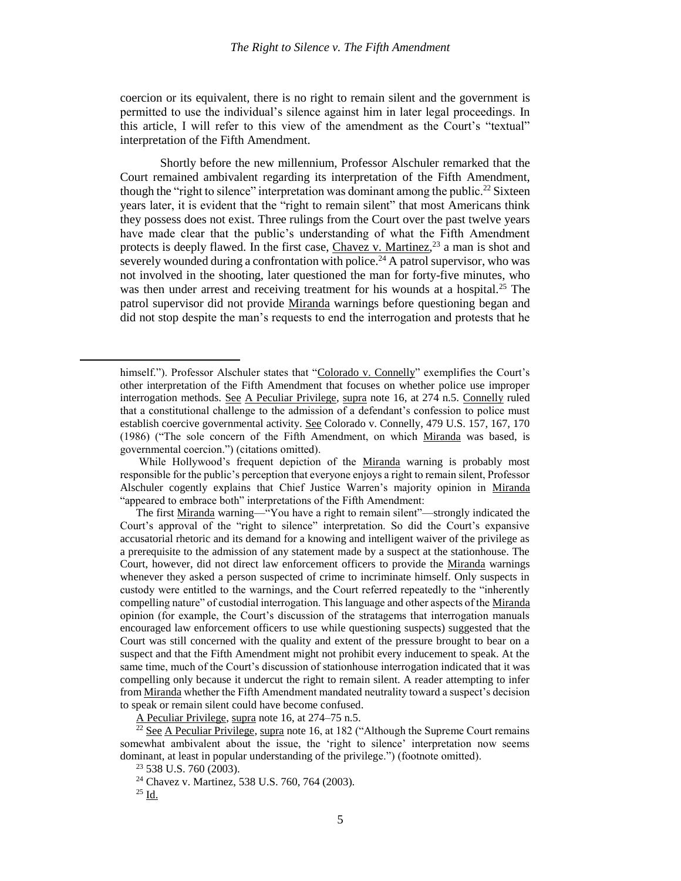coercion or its equivalent, there is no right to remain silent and the government is permitted to use the individual's silence against him in later legal proceedings. In this article, I will refer to this view of the amendment as the Court's "textual" interpretation of the Fifth Amendment.

Shortly before the new millennium, Professor Alschuler remarked that the Court remained ambivalent regarding its interpretation of the Fifth Amendment, though the "right to silence" interpretation was dominant among the public.[22] Sixteen years later, it is evident that the "right to remain silent" that most Americans think they possess does not exist. Three rulings from the Court over the past twelve years have made clear that the public's understanding of what the Fifth Amendment protects is deeply flawed. In the first case, Chavez v. Martinez,[23] a man is shot and severely wounded during a confrontation with police.[24] A patrol supervisor, who was not involved in the shooting, later questioned the man for forty-five minutes, who was then under arrest and receiving treatment for his wounds at a hospital.[25] The patrol supervisor did not provide Miranda warnings before questioning began and did not stop despite the man's requests to end the interrogation and protests that he

---

himself."). Professor Alschuler states that "Colorado v. Connelly" exemplifies the Court's other interpretation of the Fifth Amendment that focuses on whether police use improper interrogation methods. See A Peculiar Privilege, supra note 16, at 274 n.5. Connelly ruled that a constitutional challenge to the admission of a defendant's confession to police must establish coercive governmental activity. See Colorado v. Connelly, 479 U.S. 157, 167, 170 (1986) ("The sole concern of the Fifth Amendment, on which Miranda was based, is governmental coercion.") (citations omitted).

While Hollywood's frequent depiction of the Miranda warning is probably most responsible for the public's perception that everyone enjoys a right to remain silent, Professor Alschuler cogently explains that Chief Justice Warren's majority opinion in Miranda "appeared to embrace both" interpretations of the Fifth Amendment:

> The first Miranda warning—"You have a right to remain silent"—strongly indicated the Court's approval of the "right to silence" interpretation. So did the Court's expansive accusatorial rhetoric and its demand for a knowing and intelligent waiver of the privilege as a prerequisite to the admission of any statement made by a suspect at the stationhouse. The Court, however, did not direct law enforcement officers to provide the Miranda warnings whenever they asked a person suspected of crime to incriminate himself. Only suspects in custody were entitled to the warnings, and the Court referred repeatedly to the "inherently compelling nature" of custodial interrogation. This language and other aspects of the Miranda opinion (for example, the Court's discussion of the stratagems that interrogation manuals encouraged law enforcement officers to use while questioning suspects) suggested that the Court was still concerned with the quality and extent of the pressure brought to bear on a suspect and that the Fifth Amendment might not prohibit every inducement to speak. At the same time, much of the Court's discussion of stationhouse interrogation indicated that it was compelling only because it undercut the right to remain silent. A reader attempting to infer from Miranda whether the Fifth Amendment mandated neutrality toward a suspect's decision to speak or remain silent could have become confused.

A Peculiar Privilege, supra note 16, at 274–75 n.5.

[22] See A Peculiar Privilege, supra note 16, at 182 ("Although the Supreme Court remains somewhat ambivalent about the issue, the 'right to silence' interpretation now seems dominant, at least in popular understanding of the privilege.") (footnote omitted).

[23] 538 U.S. 760 (2003).

[24] Chavez v. Martinez, 538 U.S. 760, 764 (2003).

[25] Id.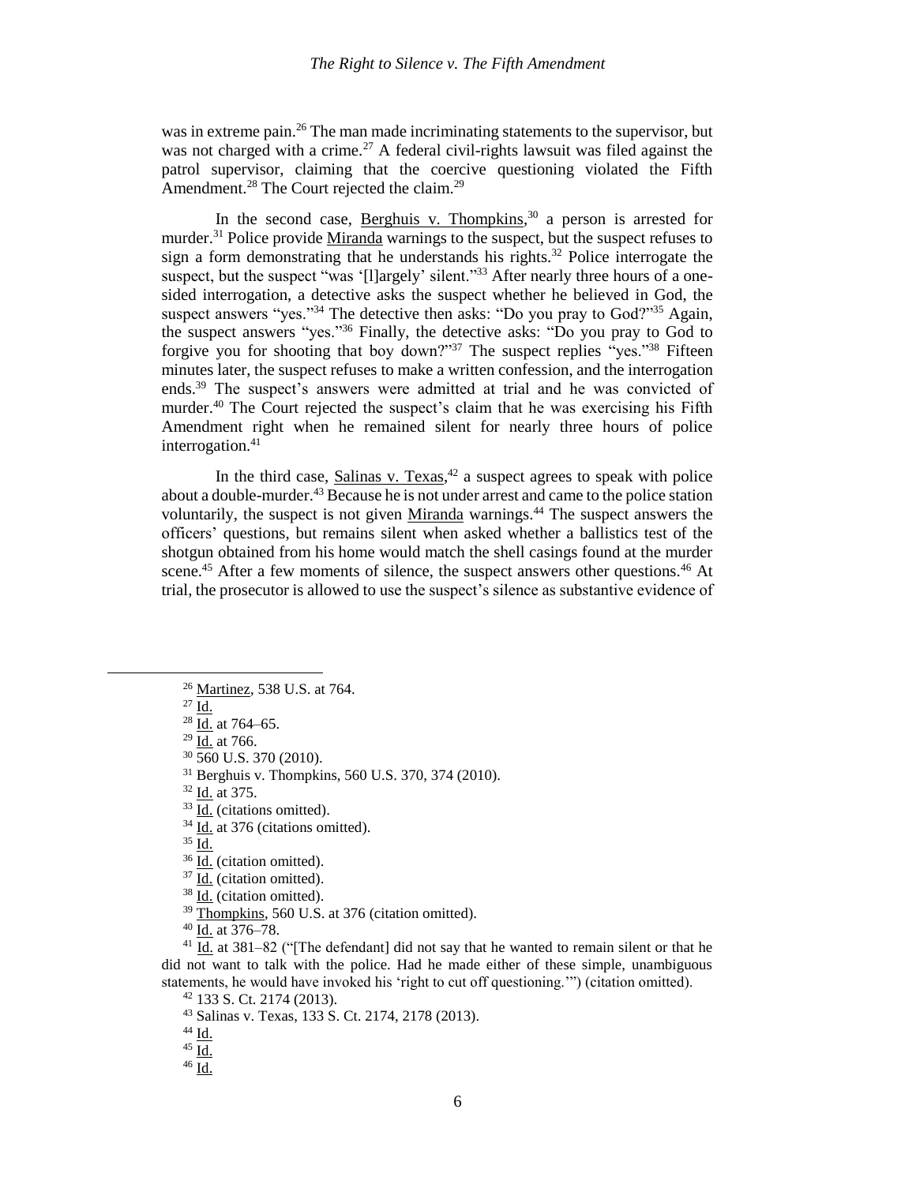was in extreme pain.[26] The man made incriminating statements to the supervisor, but was not charged with a crime.[27] A federal civil-rights lawsuit was filed against the patrol supervisor, claiming that the coercive questioning violated the Fifth Amendment.[28] The Court rejected the claim.[29]

In the second case, Berghuis v. Thompkins,[30] a person is arrested for murder.[31] Police provide Miranda warnings to the suspect, but the suspect refuses to sign a form demonstrating that he understands his rights.[32] Police interrogate the suspect, but the suspect "was '[l]argely' silent."[33] After nearly three hours of a one-sided interrogation, a detective asks the suspect whether he believed in God, the suspect answers "yes."[34] The detective then asks: "Do you pray to God?"[35] Again, the suspect answers "yes."[36] Finally, the detective asks: "Do you pray to God to forgive you for shooting that boy down?"[37] The suspect replies "yes."[38] Fifteen minutes later, the suspect refuses to make a written confession, and the interrogation ends.[39] The suspect's answers were admitted at trial and he was convicted of murder.[40] The Court rejected the suspect's claim that he was exercising his Fifth Amendment right when he remained silent for nearly three hours of police interrogation.[41]

In the third case, Salinas v. Texas,[42] a suspect agrees to speak with police about a double-murder.[43] Because he is not under arrest and came to the police station voluntarily, the suspect is not given Miranda warnings.[44] The suspect answers the officers' questions, but remains silent when asked whether a ballistics test of the shotgun obtained from his home would match the shell casings found at the murder scene.[45] After a few moments of silence, the suspect answers other questions.[46] At trial, the prosecutor is allowed to use the suspect's silence as substantive evidence of

---

[26] Martinez, 538 U.S. at 764.

[27] Id.

[28] Id. at 764–65.

[29] Id. at 766.

[30] 560 U.S. 370 (2010).

[31] Berghuis v. Thompkins, 560 U.S. 370, 374 (2010).

[32] Id. at 375.

[33] Id. (citations omitted).

[34] Id. at 376 (citations omitted).

[35] Id.

[36] Id. (citation omitted).

[37] Id. (citation omitted).

[38] Id. (citation omitted).

[39] Thompkins, 560 U.S. at 376 (citation omitted).

[40] Id. at 376–78.

[41] Id. at 381–82 ("[The defendant] did not say that he wanted to remain silent or that he did not want to talk with the police. Had he made either of these simple, unambiguous statements, he would have invoked his 'right to cut off questioning.'") (citation omitted).

[42] 133 S. Ct. 2174 (2013).

[43] Salinas v. Texas, 133 S. Ct. 2174, 2178 (2013).

[44] Id.

[45] Id.

[46] Id.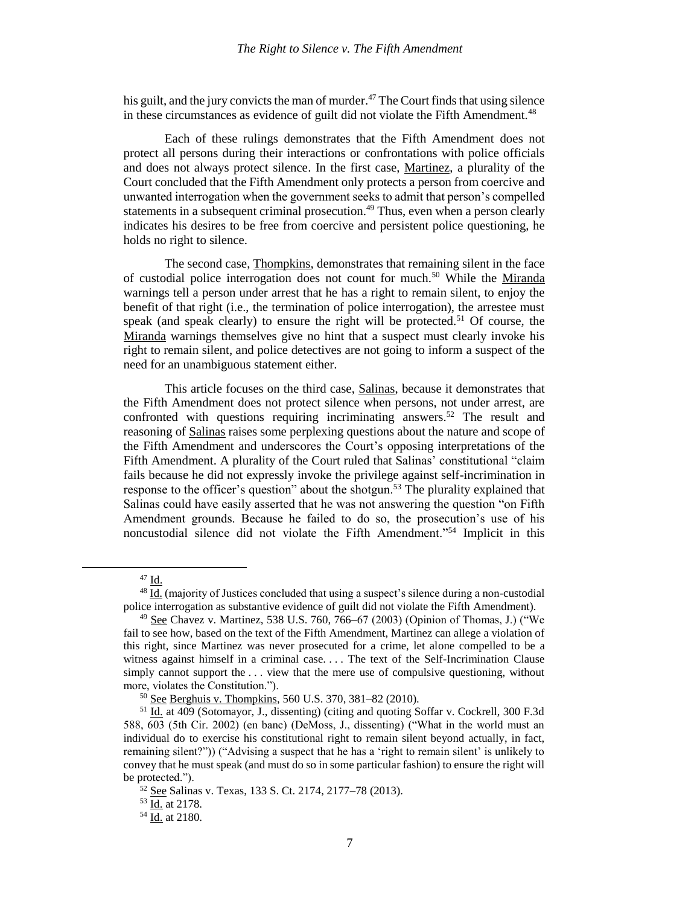his guilt, and the jury convicts the man of murder.[47] The Court finds that using silence in these circumstances as evidence of guilt did not violate the Fifth Amendment.[48]

Each of these rulings demonstrates that the Fifth Amendment does not protect all persons during their interactions or confrontations with police officials and does not always protect silence. In the first case, Martinez, a plurality of the Court concluded that the Fifth Amendment only protects a person from coercive and unwanted interrogation when the government seeks to admit that person's compelled statements in a subsequent criminal prosecution.[49] Thus, even when a person clearly indicates his desires to be free from coercive and persistent police questioning, he holds no right to silence.

The second case, Thompkins, demonstrates that remaining silent in the face of custodial police interrogation does not count for much.[50] While the Miranda warnings tell a person under arrest that he has a right to remain silent, to enjoy the benefit of that right (i.e., the termination of police interrogation), the arrestee must speak (and speak clearly) to ensure the right will be protected.[51] Of course, the Miranda warnings themselves give no hint that a suspect must clearly invoke his right to remain silent, and police detectives are not going to inform a suspect of the need for an unambiguous statement either.

This article focuses on the third case, Salinas, because it demonstrates that the Fifth Amendment does not protect silence when persons, not under arrest, are confronted with questions requiring incriminating answers.[52] The result and reasoning of Salinas raises some perplexing questions about the nature and scope of the Fifth Amendment and underscores the Court's opposing interpretations of the Fifth Amendment. A plurality of the Court ruled that Salinas' constitutional "claim fails because he did not expressly invoke the privilege against self-incrimination in response to the officer's question" about the shotgun.[53] The plurality explained that Salinas could have easily asserted that he was not answering the question "on Fifth Amendment grounds. Because he failed to do so, the prosecution's use of his noncustodial silence did not violate the Fifth Amendment."[54] Implicit in this

---

[47] Id.

[48] Id. (majority of Justices concluded that using a suspect's silence during a non-custodial police interrogation as substantive evidence of guilt did not violate the Fifth Amendment).

[49] See Chavez v. Martinez, 538 U.S. 760, 766–67 (2003) (Opinion of Thomas, J.) ("We fail to see how, based on the text of the Fifth Amendment, Martinez can allege a violation of this right, since Martinez was never prosecuted for a crime, let alone compelled to be a witness against himself in a criminal case. . . . The text of the Self-Incrimination Clause simply cannot support the . . . view that the mere use of compulsive questioning, without more, violates the Constitution.").

[50] See Berghuis v. Thompkins, 560 U.S. 370, 381–82 (2010).

[51] Id. at 409 (Sotomayor, J., dissenting) (citing and quoting Soffar v. Cockrell, 300 F.3d 588, 603 (5th Cir. 2002) (en banc) (DeMoss, J., dissenting) ("What in the world must an individual do to exercise his constitutional right to remain silent beyond actually, in fact, remaining silent?")) ("Advising a suspect that he has a 'right to remain silent' is unlikely to convey that he must speak (and must do so in some particular fashion) to ensure the right will be protected.").

[52] See Salinas v. Texas, 133 S. Ct. 2174, 2177–78 (2013).

[53] Id. at 2178.

[54] Id. at 2180.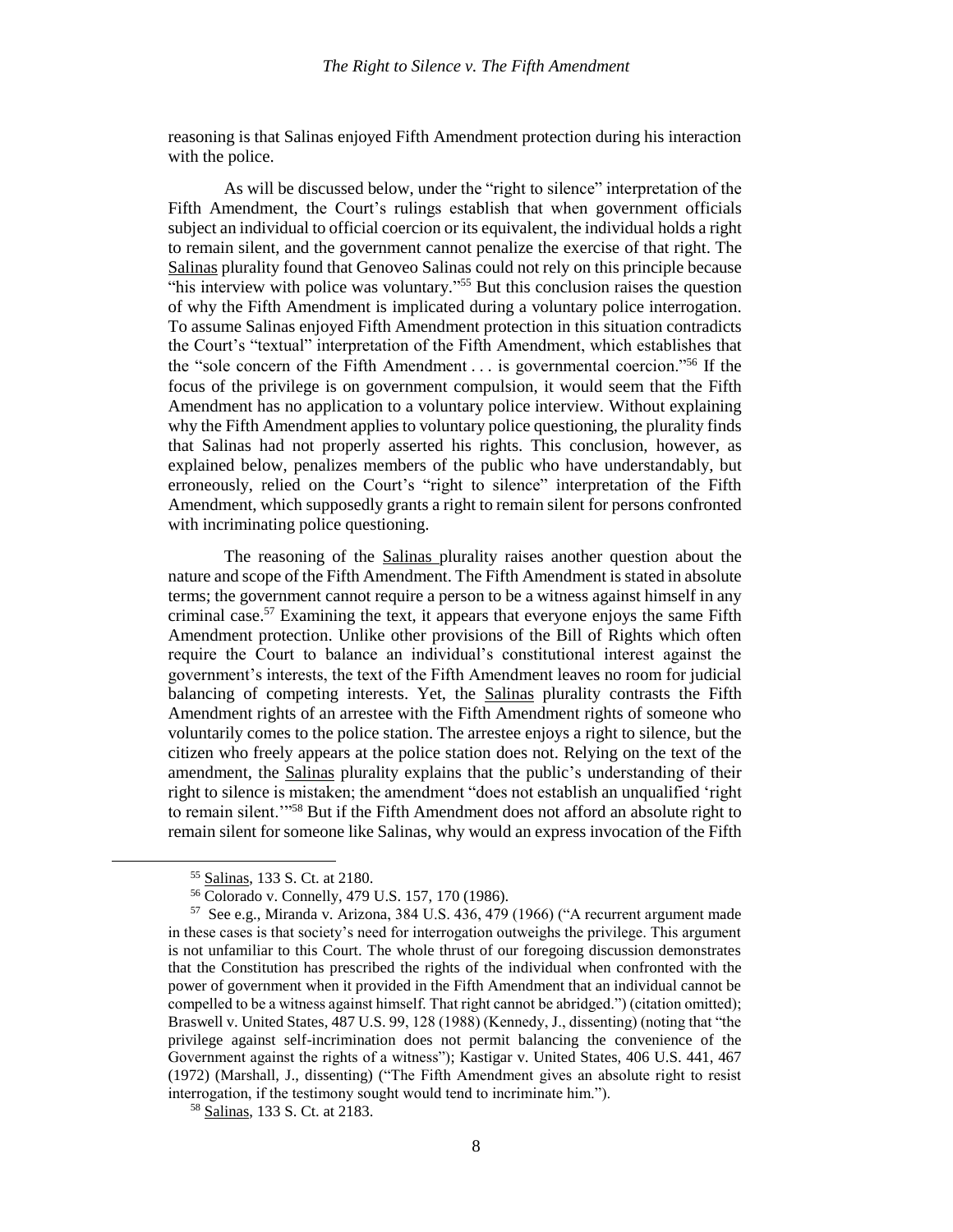reasoning is that Salinas enjoyed Fifth Amendment protection during his interaction with the police.

As will be discussed below, under the "right to silence" interpretation of the Fifth Amendment, the Court's rulings establish that when government officials subject an individual to official coercion or its equivalent, the individual holds a right to remain silent, and the government cannot penalize the exercise of that right. The Salinas plurality found that Genoveo Salinas could not rely on this principle because "his interview with police was voluntary."[55] But this conclusion raises the question of why the Fifth Amendment is implicated during a voluntary police interrogation. To assume Salinas enjoyed Fifth Amendment protection in this situation contradicts the Court's "textual" interpretation of the Fifth Amendment, which establishes that the "sole concern of the Fifth Amendment . . . is governmental coercion."[56] If the focus of the privilege is on government compulsion, it would seem that the Fifth Amendment has no application to a voluntary police interview. Without explaining why the Fifth Amendment applies to voluntary police questioning, the plurality finds that Salinas had not properly asserted his rights. This conclusion, however, as explained below, penalizes members of the public who have understandably, but erroneously, relied on the Court's "right to silence" interpretation of the Fifth Amendment, which supposedly grants a right to remain silent for persons confronted with incriminating police questioning.

The reasoning of the Salinas plurality raises another question about the nature and scope of the Fifth Amendment. The Fifth Amendment is stated in absolute terms; the government cannot require a person to be a witness against himself in any criminal case.[57] Examining the text, it appears that everyone enjoys the same Fifth Amendment protection. Unlike other provisions of the Bill of Rights which often require the Court to balance an individual's constitutional interest against the government's interests, the text of the Fifth Amendment leaves no room for judicial balancing of competing interests. Yet, the Salinas plurality contrasts the Fifth Amendment rights of an arrestee with the Fifth Amendment rights of someone who voluntarily comes to the police station. The arrestee enjoys a right to silence, but the citizen who freely appears at the police station does not. Relying on the text of the amendment, the Salinas plurality explains that the public's understanding of their right to silence is mistaken; the amendment "does not establish an unqualified 'right to remain silent.'"[58] But if the Fifth Amendment does not afford an absolute right to remain silent for someone like Salinas, why would an express invocation of the Fifth

---

[55] Salinas, 133 S. Ct. at 2180.

[56] Colorado v. Connelly, 479 U.S. 157, 170 (1986).

[57] See e.g., Miranda v. Arizona, 384 U.S. 436, 479 (1966) ("A recurrent argument made in these cases is that society's need for interrogation outweighs the privilege. This argument is not unfamiliar to this Court. The whole thrust of our foregoing discussion demonstrates that the Constitution has prescribed the rights of the individual when confronted with the power of government when it provided in the Fifth Amendment that an individual cannot be compelled to be a witness against himself. That right cannot be abridged.") (citation omitted); Braswell v. United States, 487 U.S. 99, 128 (1988) (Kennedy, J., dissenting) (noting that "the privilege against self-incrimination does not permit balancing the convenience of the Government against the rights of a witness"); Kastigar v. United States, 406 U.S. 441, 467 (1972) (Marshall, J., dissenting) ("The Fifth Amendment gives an absolute right to resist interrogation, if the testimony sought would tend to incriminate him.").

[58] Salinas, 133 S. Ct. at 2183.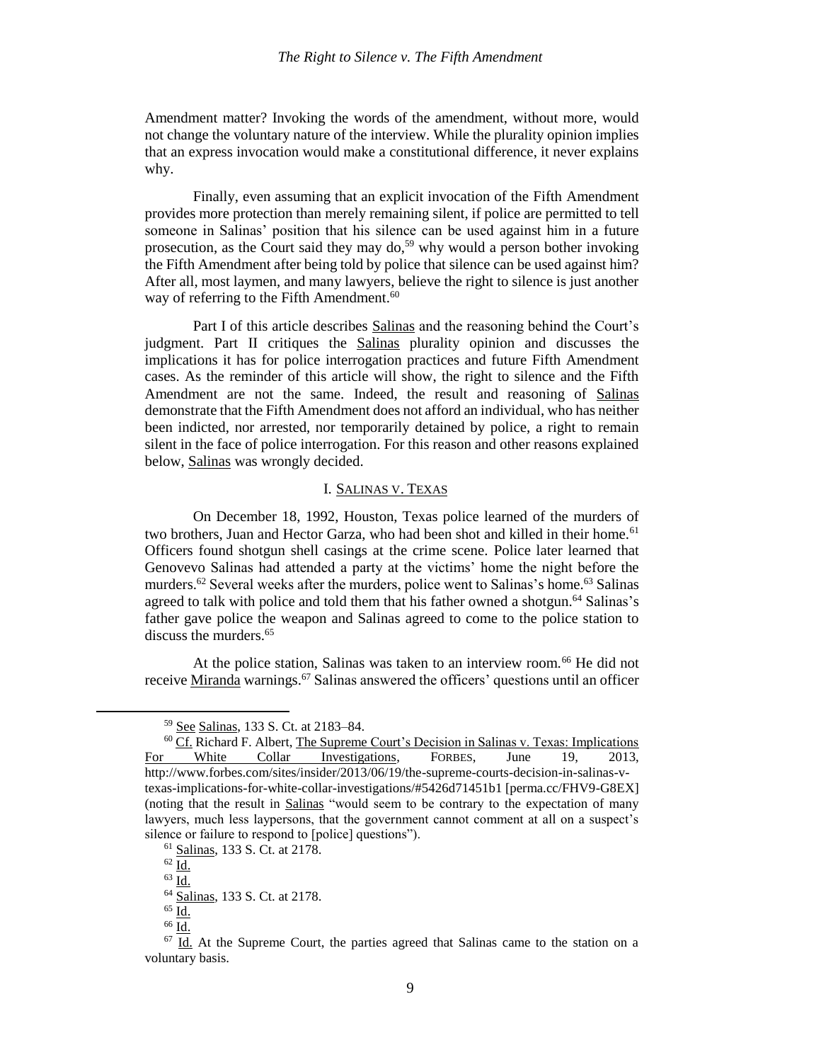Amendment matter? Invoking the words of the amendment, without more, would not change the voluntary nature of the interview. While the plurality opinion implies that an express invocation would make a constitutional difference, it never explains why.

Finally, even assuming that an explicit invocation of the Fifth Amendment provides more protection than merely remaining silent, if police are permitted to tell someone in Salinas' position that his silence can be used against him in a future prosecution, as the Court said they may do,[59] why would a person bother invoking the Fifth Amendment after being told by police that silence can be used against him? After all, most laymen, and many lawyers, believe the right to silence is just another way of referring to the Fifth Amendment.[60]

Part I of this article describes Salinas and the reasoning behind the Court's judgment. Part II critiques the Salinas plurality opinion and discusses the implications it has for police interrogation practices and future Fifth Amendment cases. As the reminder of this article will show, the right to silence and the Fifth Amendment are not the same. Indeed, the result and reasoning of Salinas demonstrate that the Fifth Amendment does not afford an individual, who has neither been indicted, nor arrested, nor temporarily detained by police, a right to remain silent in the face of police interrogation. For this reason and other reasons explained below, Salinas was wrongly decided.

## I. SALINAS V. TEXAS

On December 18, 1992, Houston, Texas police learned of the murders of two brothers, Juan and Hector Garza, who had been shot and killed in their home.[61] Officers found shotgun shell casings at the crime scene. Police later learned that Genovevo Salinas had attended a party at the victims' home the night before the murders.[62] Several weeks after the murders, police went to Salinas's home.[63] Salinas agreed to talk with police and told them that his father owned a shotgun.[64] Salinas's father gave police the weapon and Salinas agreed to come to the police station to discuss the murders.[65]

At the police station, Salinas was taken to an interview room.[66] He did not receive Miranda warnings.[67] Salinas answered the officers' questions until an officer

---

[59] See Salinas, 133 S. Ct. at 2183–84.

[60] Cf. Richard F. Albert, The Supreme Court's Decision in Salinas v. Texas: Implications For White Collar Investigations, FORBES, June 19, 2013, http://www.forbes.com/sites/insider/2013/06/19/the-supreme-courts-decision-in-salinas-v-texas-implications-for-white-collar-investigations/#5426d71451b1 [perma.cc/FHV9-G8EX] (noting that the result in Salinas "would seem to be contrary to the expectation of many lawyers, much less laypersons, that the government cannot comment at all on a suspect's silence or failure to respond to [police] questions").

[61] Salinas, 133 S. Ct. at 2178.

[62] Id.

[63] Id.

[64] Salinas, 133 S. Ct. at 2178.

[65] Id.

[66] Id.

[67] Id. At the Supreme Court, the parties agreed that Salinas came to the station on a voluntary basis.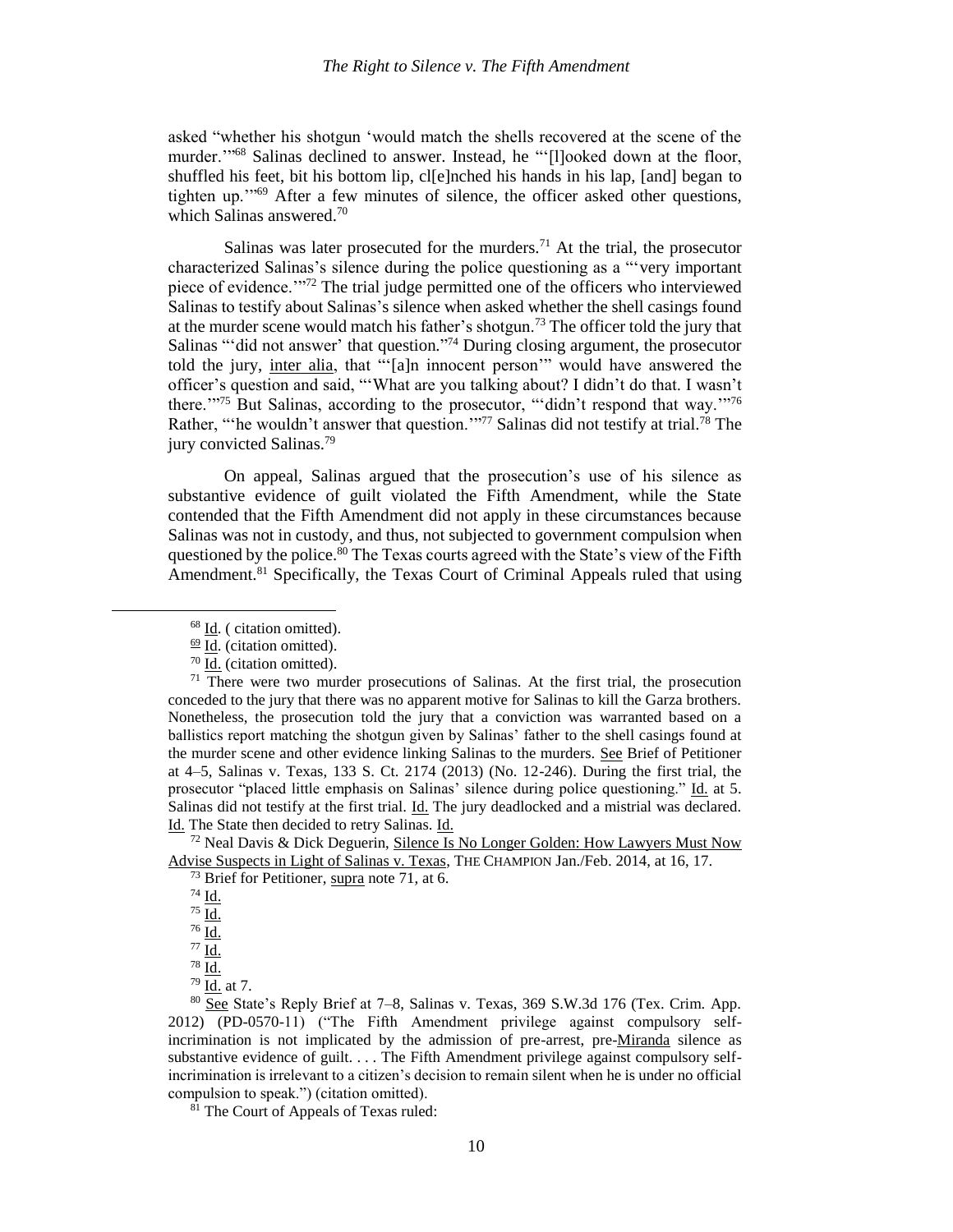asked "whether his shotgun 'would match the shells recovered at the scene of the murder.'"[68] Salinas declined to answer. Instead, he "'[l]ooked down at the floor, shuffled his feet, bit his bottom lip, cl[e]nched his hands in his lap, [and] began to tighten up.'"[69] After a few minutes of silence, the officer asked other questions, which Salinas answered.[70]

Salinas was later prosecuted for the murders.[71] At the trial, the prosecutor characterized Salinas's silence during the police questioning as a "'very important piece of evidence.'"[72] The trial judge permitted one of the officers who interviewed Salinas to testify about Salinas's silence when asked whether the shell casings found at the murder scene would match his father's shotgun.[73] The officer told the jury that Salinas "'did not answer' that question."[74] During closing argument, the prosecutor told the jury, inter alia, that "'[a]n innocent person'" would have answered the officer's question and said, "'What are you talking about? I didn't do that. I wasn't there.'"[75] But Salinas, according to the prosecutor, "'didn't respond that way.'"[76] Rather, "'he wouldn't answer that question.'"[77] Salinas did not testify at trial.[78] The jury convicted Salinas.[79]

On appeal, Salinas argued that the prosecution's use of his silence as substantive evidence of guilt violated the Fifth Amendment, while the State contended that the Fifth Amendment did not apply in these circumstances because Salinas was not in custody, and thus, not subjected to government compulsion when questioned by the police.[80] The Texas courts agreed with the State's view of the Fifth Amendment.[81] Specifically, the Texas Court of Criminal Appeals ruled that using

---

[68] Id. ( citation omitted).

[69] Id. (citation omitted).

[70] Id. (citation omitted).

[71] There were two murder prosecutions of Salinas. At the first trial, the prosecution conceded to the jury that there was no apparent motive for Salinas to kill the Garza brothers. Nonetheless, the prosecution told the jury that a conviction was warranted based on a ballistics report matching the shotgun given by Salinas' father to the shell casings found at the murder scene and other evidence linking Salinas to the murders. See Brief of Petitioner at 4–5, Salinas v. Texas, 133 S. Ct. 2174 (2013) (No. 12-246). During the first trial, the prosecutor "placed little emphasis on Salinas' silence during police questioning." Id. at 5. Salinas did not testify at the first trial. Id. The jury deadlocked and a mistrial was declared. Id. The State then decided to retry Salinas. Id.

[72] Neal Davis & Dick Deguerin, Silence Is No Longer Golden: How Lawyers Must Now Advise Suspects in Light of Salinas v. Texas, THE CHAMPION Jan./Feb. 2014, at 16, 17.

[73] Brief for Petitioner, supra note 71, at 6.

[74] Id.

[75] Id.

[76] Id.

[77] Id.

[78] Id.

[79] Id. at 7.

[80] See State's Reply Brief at 7–8, Salinas v. Texas, 369 S.W.3d 176 (Tex. Crim. App. 2012) (PD-0570-11) ("The Fifth Amendment privilege against compulsory self-incrimination is not implicated by the admission of pre-arrest, pre-Miranda silence as substantive evidence of guilt. . . . The Fifth Amendment privilege against compulsory self-incrimination is irrelevant to a citizen's decision to remain silent when he is under no official compulsion to speak.") (citation omitted).

[81] The Court of Appeals of Texas ruled: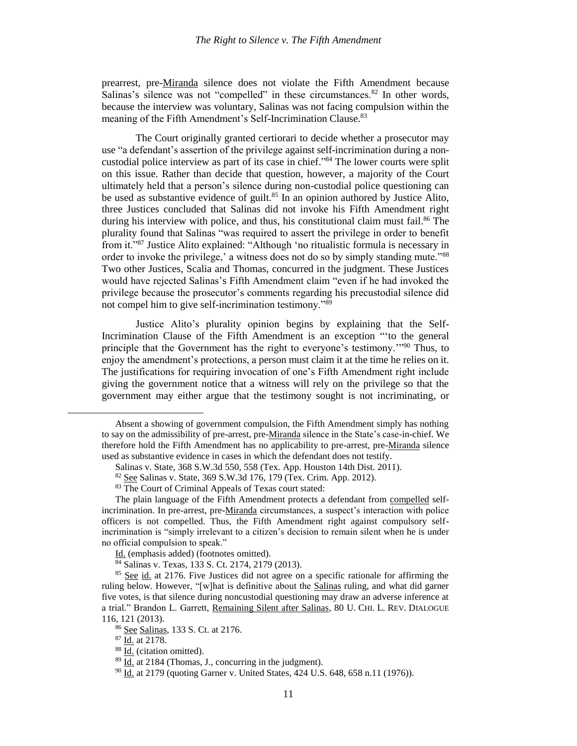prearrest, pre-Miranda silence does not violate the Fifth Amendment because Salinas's silence was not "compelled" in these circumstances.[82] In other words, because the interview was voluntary, Salinas was not facing compulsion within the meaning of the Fifth Amendment's Self-Incrimination Clause.[83]

The Court originally granted certiorari to decide whether a prosecutor may use "a defendant's assertion of the privilege against self-incrimination during a non-custodial police interview as part of its case in chief."[84] The lower courts were split on this issue. Rather than decide that question, however, a majority of the Court ultimately held that a person's silence during non-custodial police questioning can be used as substantive evidence of guilt.[85] In an opinion authored by Justice Alito, three Justices concluded that Salinas did not invoke his Fifth Amendment right during his interview with police, and thus, his constitutional claim must fail.[86] The plurality found that Salinas "was required to assert the privilege in order to benefit from it."[87] Justice Alito explained: "Although 'no ritualistic formula is necessary in order to invoke the privilege,' a witness does not do so by simply standing mute."[88] Two other Justices, Scalia and Thomas, concurred in the judgment. These Justices would have rejected Salinas's Fifth Amendment claim "even if he had invoked the privilege because the prosecutor's comments regarding his precustodial silence did not compel him to give self-incrimination testimony."[89]

Justice Alito's plurality opinion begins by explaining that the Self-Incrimination Clause of the Fifth Amendment is an exception "'to the general principle that the Government has the right to everyone's testimony.'"[90] Thus, to enjoy the amendment's protections, a person must claim it at the time he relies on it. The justifications for requiring invocation of one's Fifth Amendment right include giving the government notice that a witness will rely on the privilege so that the government may either argue that the testimony sought is not incriminating, or

---

Absent a showing of government compulsion, the Fifth Amendment simply has nothing to say on the admissibility of pre-arrest, pre-Miranda silence in the State's case-in-chief. We therefore hold the Fifth Amendment has no applicability to pre-arrest, pre-Miranda silence used as substantive evidence in cases in which the defendant does not testify.

Salinas v. State, 368 S.W.3d 550, 558 (Tex. App. Houston 14th Dist. 2011).

[82] See Salinas v. State, 369 S.W.3d 176, 179 (Tex. Crim. App. 2012).

[83] The Court of Criminal Appeals of Texas court stated:

The plain language of the Fifth Amendment protects a defendant from compelled self-incrimination. In pre-arrest, pre-Miranda circumstances, a suspect's interaction with police officers is not compelled. Thus, the Fifth Amendment right against compulsory self-incrimination is "simply irrelevant to a citizen's decision to remain silent when he is under no official compulsion to speak."

Id. (emphasis added) (footnotes omitted).

[84] Salinas v. Texas, 133 S. Ct. 2174, 2179 (2013).

[85] See id. at 2176. Five Justices did not agree on a specific rationale for affirming the ruling below. However, "[w]hat is definitive about the Salinas ruling, and what did garner five votes, is that silence during noncustodial questioning may draw an adverse inference at a trial." Brandon L. Garrett, Remaining Silent after Salinas, 80 U. CHI. L. REV. DIALOGUE 116, 121 (2013).

[86] See Salinas, 133 S. Ct. at 2176.

[87] Id. at 2178.

[88] Id. (citation omitted).

[89] Id. at 2184 (Thomas, J., concurring in the judgment).

[90] Id. at 2179 (quoting Garner v. United States, 424 U.S. 648, 658 n.11 (1976)).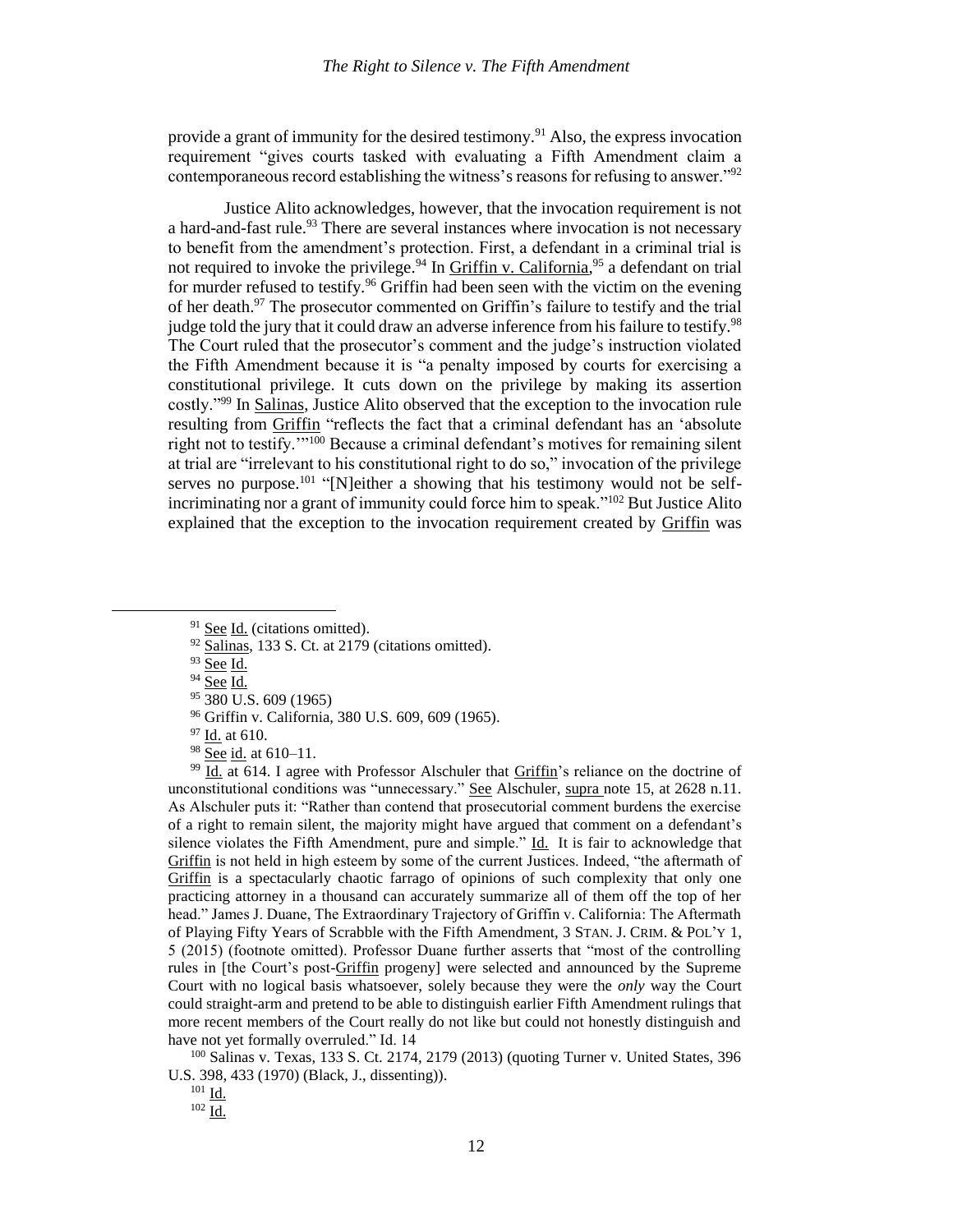provide a grant of immunity for the desired testimony.[91] Also, the express invocation requirement "gives courts tasked with evaluating a Fifth Amendment claim a contemporaneous record establishing the witness's reasons for refusing to answer."[92]

Justice Alito acknowledges, however, that the invocation requirement is not a hard-and-fast rule.[93] There are several instances where invocation is not necessary to benefit from the amendment's protection. First, a defendant in a criminal trial is not required to invoke the privilege.[94] In Griffin v. California,[95] a defendant on trial for murder refused to testify.[96] Griffin had been seen with the victim on the evening of her death.[97] The prosecutor commented on Griffin's failure to testify and the trial judge told the jury that it could draw an adverse inference from his failure to testify.[98] The Court ruled that the prosecutor's comment and the judge's instruction violated the Fifth Amendment because it is "a penalty imposed by courts for exercising a constitutional privilege. It cuts down on the privilege by making its assertion costly."[99] In Salinas, Justice Alito observed that the exception to the invocation rule resulting from Griffin "reflects the fact that a criminal defendant has an 'absolute right not to testify.'"[100] Because a criminal defendant's motives for remaining silent at trial are "irrelevant to his constitutional right to do so," invocation of the privilege serves no purpose.[101] "[N]either a showing that his testimony would not be self-incriminating nor a grant of immunity could force him to speak."[102] But Justice Alito explained that the exception to the invocation requirement created by Griffin was

---

[91] See Id. (citations omitted).

[92] Salinas, 133 S. Ct. at 2179 (citations omitted).

[93] See Id.

[94] See Id.

[95] 380 U.S. 609 (1965)

[96] Griffin v. California, 380 U.S. 609, 609 (1965).

[97] Id. at 610.

[98] See id. at 610–11.

[99] Id. at 614. I agree with Professor Alschuler that Griffin's reliance on the doctrine of unconstitutional conditions was "unnecessary." See Alschuler, supra note 15, at 2628 n.11. As Alschuler puts it: "Rather than contend that prosecutorial comment burdens the exercise of a right to remain silent, the majority might have argued that comment on a defendant's silence violates the Fifth Amendment, pure and simple." Id. It is fair to acknowledge that Griffin is not held in high esteem by some of the current Justices. Indeed, "the aftermath of Griffin is a spectacularly chaotic farrago of opinions of such complexity that only one practicing attorney in a thousand can accurately summarize all of them off the top of her head." James J. Duane, The Extraordinary Trajectory of Griffin v. California: The Aftermath of Playing Fifty Years of Scrabble with the Fifth Amendment, 3 STAN. J. CRIM. & POL'Y 1, 5 (2015) (footnote omitted). Professor Duane further asserts that "most of the controlling rules in [the Court's post-Griffin progeny] were selected and announced by the Supreme Court with no logical basis whatsoever, solely because they were the *only* way the Court could straight-arm and pretend to be able to distinguish earlier Fifth Amendment rulings that more recent members of the Court really do not like but could not honestly distinguish and have not yet formally overruled." Id. 14

[100] Salinas v. Texas, 133 S. Ct. 2174, 2179 (2013) (quoting Turner v. United States, 396 U.S. 398, 433 (1970) (Black, J., dissenting)).

[101] Id.

[102] Id.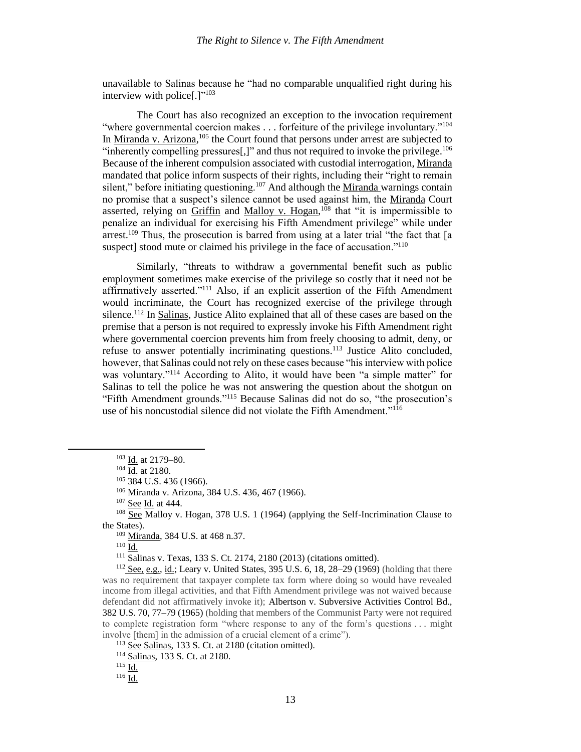unavailable to Salinas because he "had no comparable unqualified right during his interview with police[.]"[103]

The Court has also recognized an exception to the invocation requirement "where governmental coercion makes . . . forfeiture of the privilege involuntary."[104] In Miranda v. Arizona,[105] the Court found that persons under arrest are subjected to "inherently compelling pressures[,]" and thus not required to invoke the privilege.[106] Because of the inherent compulsion associated with custodial interrogation, Miranda mandated that police inform suspects of their rights, including their "right to remain silent," before initiating questioning.[107] And although the Miranda warnings contain no promise that a suspect's silence cannot be used against him, the Miranda Court asserted, relying on Griffin and Malloy v. Hogan,[108] that "it is impermissible to penalize an individual for exercising his Fifth Amendment privilege" while under arrest.[109] Thus, the prosecution is barred from using at a later trial "the fact that [a suspect] stood mute or claimed his privilege in the face of accusation."[110]

Similarly, "threats to withdraw a governmental benefit such as public employment sometimes make exercise of the privilege so costly that it need not be affirmatively asserted."[111] Also, if an explicit assertion of the Fifth Amendment would incriminate, the Court has recognized exercise of the privilege through silence.[112] In Salinas, Justice Alito explained that all of these cases are based on the premise that a person is not required to expressly invoke his Fifth Amendment right where governmental coercion prevents him from freely choosing to admit, deny, or refuse to answer potentially incriminating questions.[113] Justice Alito concluded, however, that Salinas could not rely on these cases because "his interview with police was voluntary."[114] According to Alito, it would have been "a simple matter" for Salinas to tell the police he was not answering the question about the shotgun on "Fifth Amendment grounds."[115] Because Salinas did not do so, "the prosecution's use of his noncustodial silence did not violate the Fifth Amendment."[116]

---

[103] Id. at 2179–80.

[104] Id. at 2180.

[105] 384 U.S. 436 (1966).

[106] Miranda v. Arizona, 384 U.S. 436, 467 (1966).

[107] See Id. at 444.

[108] See Malloy v. Hogan, 378 U.S. 1 (1964) (applying the Self-Incrimination Clause to the States).

[109] Miranda, 384 U.S. at 468 n.37.

[110] Id.

[111] Salinas v. Texas, 133 S. Ct. 2174, 2180 (2013) (citations omitted).

[112] See, e.g., id.; Leary v. United States, 395 U.S. 6, 18, 28–29 (1969) (holding that there was no requirement that taxpayer complete tax form where doing so would have revealed income from illegal activities, and that Fifth Amendment privilege was not waived because defendant did not affirmatively invoke it); Albertson v. Subversive Activities Control Bd., 382 U.S. 70, 77–79 (1965) (holding that members of the Communist Party were not required to complete registration form "where response to any of the form's questions . . . might involve [them] in the admission of a crucial element of a crime").

[113] See Salinas, 133 S. Ct. at 2180 (citation omitted).

[114] Salinas, 133 S. Ct. at 2180.

[115] Id.

[116] Id.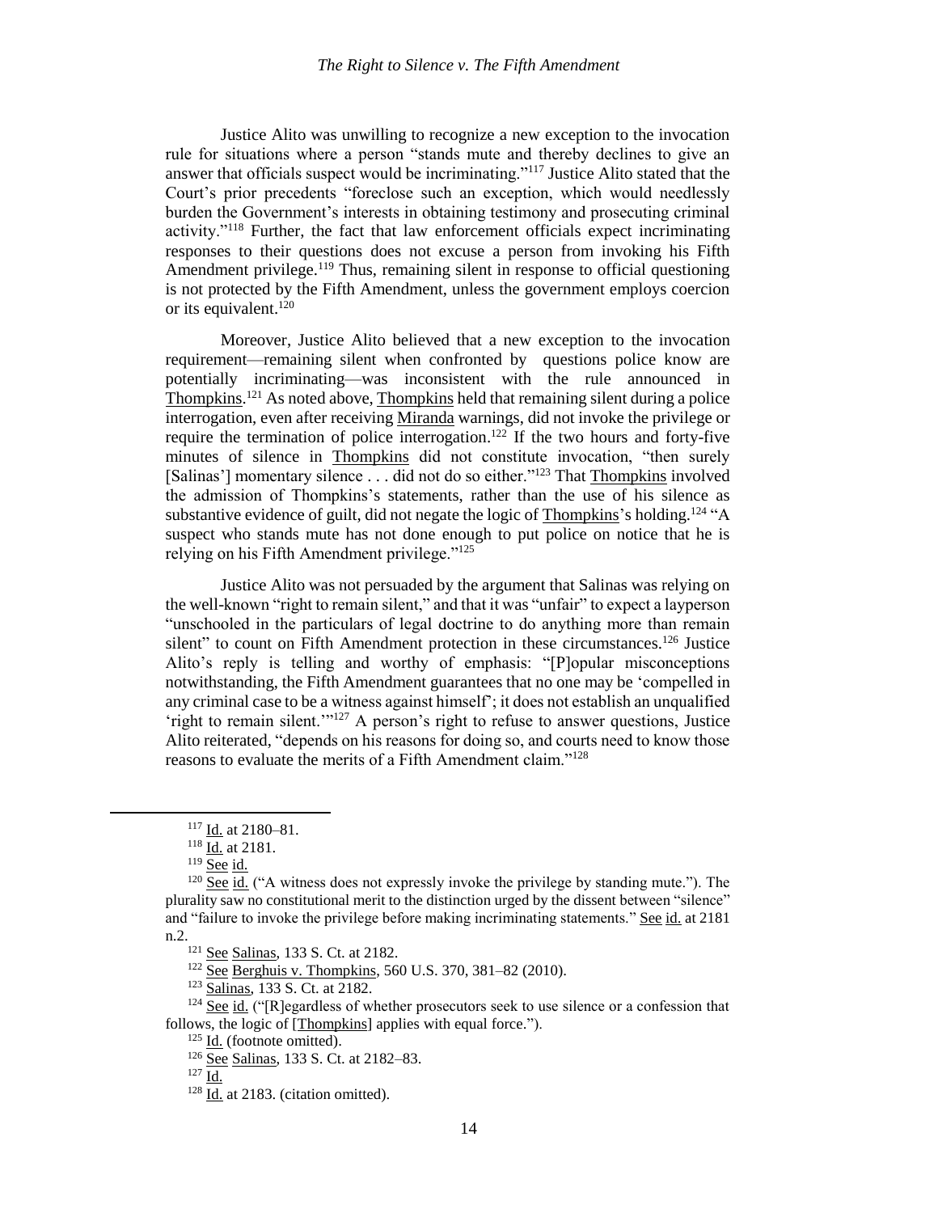Justice Alito was unwilling to recognize a new exception to the invocation rule for situations where a person "stands mute and thereby declines to give an answer that officials suspect would be incriminating."[117] Justice Alito stated that the Court's prior precedents "foreclose such an exception, which would needlessly burden the Government's interests in obtaining testimony and prosecuting criminal activity."[118] Further, the fact that law enforcement officials expect incriminating responses to their questions does not excuse a person from invoking his Fifth Amendment privilege.[119] Thus, remaining silent in response to official questioning is not protected by the Fifth Amendment, unless the government employs coercion or its equivalent.[120]

Moreover, Justice Alito believed that a new exception to the invocation requirement—remaining silent when confronted by questions police know are potentially incriminating—was inconsistent with the rule announced in Thompkins.[121] As noted above, Thompkins held that remaining silent during a police interrogation, even after receiving Miranda warnings, did not invoke the privilege or require the termination of police interrogation.[122] If the two hours and forty-five minutes of silence in Thompkins did not constitute invocation, "then surely [Salinas'] momentary silence . . . did not do so either."[123] That Thompkins involved the admission of Thompkins's statements, rather than the use of his silence as substantive evidence of guilt, did not negate the logic of Thompkins's holding.[124] "A suspect who stands mute has not done enough to put police on notice that he is relying on his Fifth Amendment privilege."[125]

Justice Alito was not persuaded by the argument that Salinas was relying on the well-known "right to remain silent," and that it was "unfair" to expect a layperson "unschooled in the particulars of legal doctrine to do anything more than remain silent" to count on Fifth Amendment protection in these circumstances.[126] Justice Alito's reply is telling and worthy of emphasis: "[P]opular misconceptions notwithstanding, the Fifth Amendment guarantees that no one may be 'compelled in any criminal case to be a witness against himself'; it does not establish an unqualified 'right to remain silent.'"[127] A person's right to refuse to answer questions, Justice Alito reiterated, "depends on his reasons for doing so, and courts need to know those reasons to evaluate the merits of a Fifth Amendment claim."[128]

---

[117] Id. at 2180–81.

[118] Id. at 2181.

[119] See id.

[120] See id. ("A witness does not expressly invoke the privilege by standing mute."). The plurality saw no constitutional merit to the distinction urged by the dissent between "silence" and "failure to invoke the privilege before making incriminating statements." See id. at 2181 n.2.

[121] See Salinas, 133 S. Ct. at 2182.

[122] See Berghuis v. Thompkins, 560 U.S. 370, 381–82 (2010).

[123] Salinas, 133 S. Ct. at 2182.

[124] See id. ("[R]egardless of whether prosecutors seek to use silence or a confession that follows, the logic of [Thompkins] applies with equal force.").

[125] Id. (footnote omitted).

[126] See Salinas, 133 S. Ct. at 2182–83.

[127] Id.

[128] Id. at 2183. (citation omitted).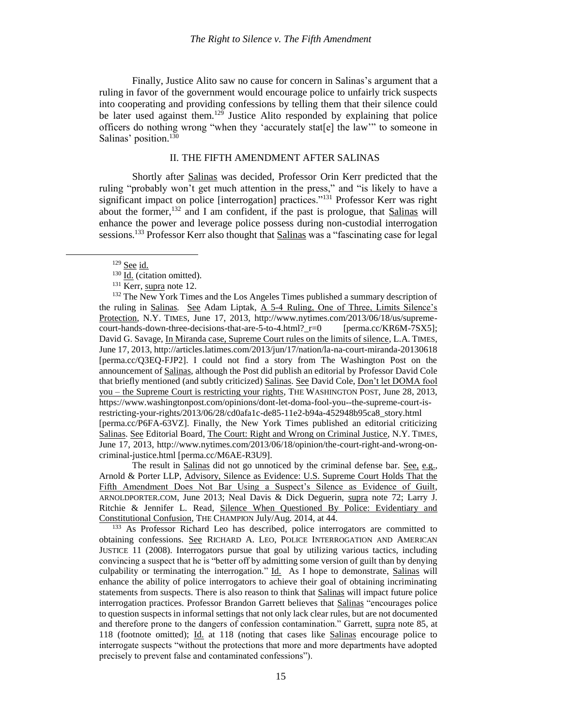Finally, Justice Alito saw no cause for concern in Salinas's argument that a ruling in favor of the government would encourage police to unfairly trick suspects into cooperating and providing confessions by telling them that their silence could be later used against them.[129] Justice Alito responded by explaining that police officers do nothing wrong "when they 'accurately stat[e] the law'" to someone in Salinas' position.[130]

## II. THE FIFTH AMENDMENT AFTER SALINAS

Shortly after Salinas was decided, Professor Orin Kerr predicted that the ruling "probably won't get much attention in the press," and "is likely to have a significant impact on police [interrogation] practices."[131] Professor Kerr was right about the former,[132] and I am confident, if the past is prologue, that Salinas will enhance the power and leverage police possess during non-custodial interrogation sessions.[133] Professor Kerr also thought that Salinas was a "fascinating case for legal

---

[129] See id.

[130] Id. (citation omitted).

[131] Kerr, supra note 12.

[132] The New York Times and the Los Angeles Times published a summary description of the ruling in Salinas. See Adam Liptak, A 5-4 Ruling, One of Three, Limits Silence's Protection, N.Y. TIMES, June 17, 2013, http://www.nytimes.com/2013/06/18/us/supreme-court-hands-down-three-decisions-that-are-5-to-4.html?_r=0 [perma.cc/KR6M-7SX5]; David G. Savage, In Miranda case, Supreme Court rules on the limits of silence, L.A. TIMES, June 17, 2013, http://articles.latimes.com/2013/jun/17/nation/la-na-court-miranda-20130618 [perma.cc/Q3EQ-FJP2]. I could not find a story from The Washington Post on the announcement of Salinas, although the Post did publish an editorial by Professor David Cole that briefly mentioned (and subtly criticized) Salinas. See David Cole, Don't let DOMA fool you – the Supreme Court is restricting your rights, THE WASHINGTON POST, June 28, 2013, https://www.washingtonpost.com/opinions/dont-let-doma-fool-you--the-supreme-court-is-restricting-your-rights/2013/06/28/cd0afa1c-de85-11e2-b94a-452948b95ca8_story.html [perma.cc/P6FA-63VZ]. Finally, the New York Times published an editorial criticizing Salinas. See Editorial Board, The Court: Right and Wrong on Criminal Justice, N.Y. TIMES, June 17, 2013, http://www.nytimes.com/2013/06/18/opinion/the-court-right-and-wrong-on-criminal-justice.html [perma.cc/M6AE-R3U9].

The result in Salinas did not go unnoticed by the criminal defense bar. See, e.g., Arnold & Porter LLP, Advisory, Silence as Evidence: U.S. Supreme Court Holds That the Fifth Amendment Does Not Bar Using a Suspect's Silence as Evidence of Guilt, ARNOLDPORTER.COM, June 2013; Neal Davis & Dick Deguerin, supra note 72; Larry J. Ritchie & Jennifer L. Read, Silence When Questioned By Police: Evidentiary and Constitutional Confusion, THE CHAMPION July/Aug. 2014, at 44.

[133] As Professor Richard Leo has described, police interrogators are committed to obtaining confessions. See RICHARD A. LEO, POLICE INTERROGATION AND AMERICAN JUSTICE 11 (2008). Interrogators pursue that goal by utilizing various tactics, including convincing a suspect that he is "better off by admitting some version of guilt than by denying culpability or terminating the interrogation." Id. As I hope to demonstrate, Salinas will enhance the ability of police interrogators to achieve their goal of obtaining incriminating statements from suspects. There is also reason to think that Salinas will impact future police interrogation practices. Professor Brandon Garrett believes that Salinas "encourages police to question suspects in informal settings that not only lack clear rules, but are not documented and therefore prone to the dangers of confession contamination." Garrett, supra note 85, at 118 (footnote omitted); Id. at 118 (noting that cases like Salinas encourage police to interrogate suspects "without the protections that more and more departments have adopted precisely to prevent false and contaminated confessions").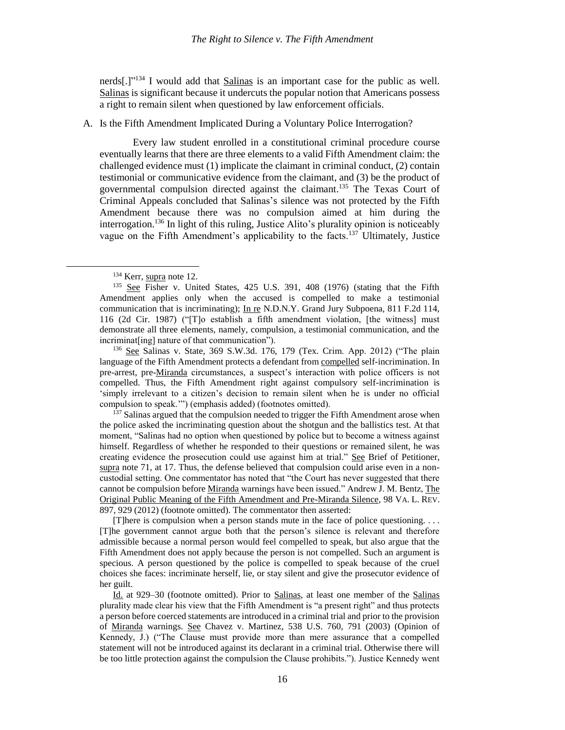nerds[.]"[134] I would add that Salinas is an important case for the public as well. Salinas is significant because it undercuts the popular notion that Americans possess a right to remain silent when questioned by law enforcement officials.

A. Is the Fifth Amendment Implicated During a Voluntary Police Interrogation?

Every law student enrolled in a constitutional criminal procedure course eventually learns that there are three elements to a valid Fifth Amendment claim: the challenged evidence must (1) implicate the claimant in criminal conduct, (2) contain testimonial or communicative evidence from the claimant, and (3) be the product of governmental compulsion directed against the claimant.[135] The Texas Court of Criminal Appeals concluded that Salinas's silence was not protected by the Fifth Amendment because there was no compulsion aimed at him during the interrogation.[136] In light of this ruling, Justice Alito's plurality opinion is noticeably vague on the Fifth Amendment's applicability to the facts.[137] Ultimately, Justice

---

[134] Kerr, supra note 12.

[135] See Fisher v. United States, 425 U.S. 391, 408 (1976) (stating that the Fifth Amendment applies only when the accused is compelled to make a testimonial communication that is incriminating); In re N.D.N.Y. Grand Jury Subpoena, 811 F.2d 114, 116 (2d Cir. 1987) ("[T]o establish a fifth amendment violation, [the witness] must demonstrate all three elements, namely, compulsion, a testimonial communication, and the incriminat[ing] nature of that communication").

[136] See Salinas v. State, 369 S.W.3d. 176, 179 (Tex. Crim. App. 2012) ("The plain language of the Fifth Amendment protects a defendant from compelled self-incrimination. In pre-arrest, pre-Miranda circumstances, a suspect's interaction with police officers is not compelled. Thus, the Fifth Amendment right against compulsory self-incrimination is 'simply irrelevant to a citizen's decision to remain silent when he is under no official compulsion to speak.'") (emphasis added) (footnotes omitted).

[137] Salinas argued that the compulsion needed to trigger the Fifth Amendment arose when the police asked the incriminating question about the shotgun and the ballistics test. At that moment, "Salinas had no option when questioned by police but to become a witness against himself. Regardless of whether he responded to their questions or remained silent, he was creating evidence the prosecution could use against him at trial." See Brief of Petitioner, supra note 71, at 17. Thus, the defense believed that compulsion could arise even in a non-custodial setting. One commentator has noted that "the Court has never suggested that there cannot be compulsion before Miranda warnings have been issued." Andrew J. M. Bentz, The Original Public Meaning of the Fifth Amendment and Pre-Miranda Silence, 98 VA. L. REV. 897, 929 (2012) (footnote omitted). The commentator then asserted:

> [T]here is compulsion when a person stands mute in the face of police questioning. . . . [T]he government cannot argue both that the person's silence is relevant and therefore admissible because a normal person would feel compelled to speak, but also argue that the Fifth Amendment does not apply because the person is not compelled. Such an argument is specious. A person questioned by the police is compelled to speak because of the cruel choices she faces: incriminate herself, lie, or stay silent and give the prosecutor evidence of her guilt.

Id. at 929–30 (footnote omitted). Prior to Salinas, at least one member of the Salinas plurality made clear his view that the Fifth Amendment is "a present right" and thus protects a person before coerced statements are introduced in a criminal trial and prior to the provision of Miranda warnings. See Chavez v. Martinez, 538 U.S. 760, 791 (2003) (Opinion of Kennedy, J.) ("The Clause must provide more than mere assurance that a compelled statement will not be introduced against its declarant in a criminal trial. Otherwise there will be too little protection against the compulsion the Clause prohibits."). Justice Kennedy went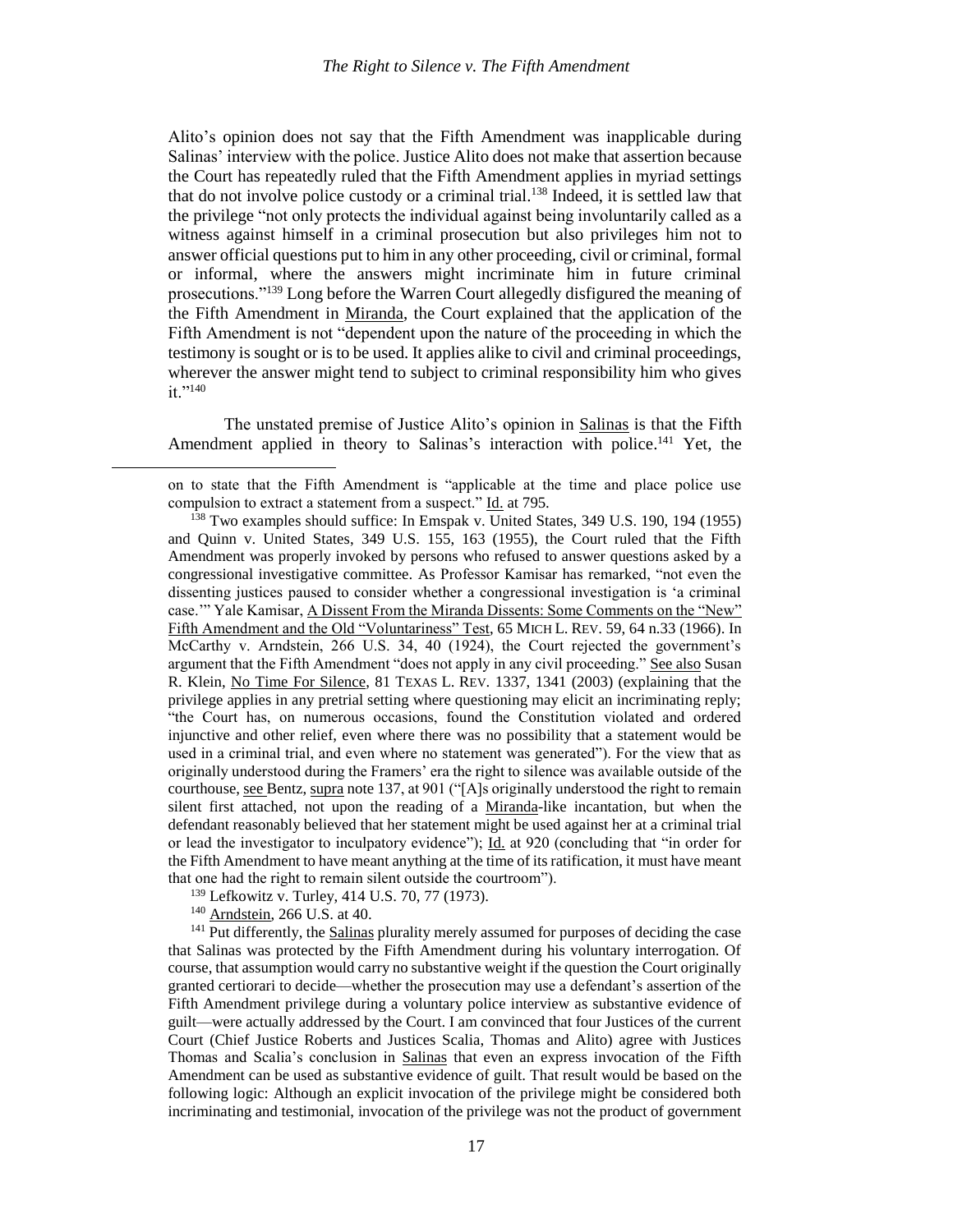Alito's opinion does not say that the Fifth Amendment was inapplicable during Salinas' interview with the police. Justice Alito does not make that assertion because the Court has repeatedly ruled that the Fifth Amendment applies in myriad settings that do not involve police custody or a criminal trial.[138] Indeed, it is settled law that the privilege "not only protects the individual against being involuntarily called as a witness against himself in a criminal prosecution but also privileges him not to answer official questions put to him in any other proceeding, civil or criminal, formal or informal, where the answers might incriminate him in future criminal prosecutions."[139] Long before the Warren Court allegedly disfigured the meaning of the Fifth Amendment in Miranda, the Court explained that the application of the Fifth Amendment is not "dependent upon the nature of the proceeding in which the testimony is sought or is to be used. It applies alike to civil and criminal proceedings, wherever the answer might tend to subject to criminal responsibility him who gives it."[140]

The unstated premise of Justice Alito's opinion in Salinas is that the Fifth Amendment applied in theory to Salinas's interaction with police.[141] Yet, the

---

on to state that the Fifth Amendment is "applicable at the time and place police use compulsion to extract a statement from a suspect." Id. at 795.

[138] Two examples should suffice: In Emspak v. United States, 349 U.S. 190, 194 (1955) and Quinn v. United States, 349 U.S. 155, 163 (1955), the Court ruled that the Fifth Amendment was properly invoked by persons who refused to answer questions asked by a congressional investigative committee. As Professor Kamisar has remarked, "not even the dissenting justices paused to consider whether a congressional investigation is 'a criminal case.'" Yale Kamisar, A Dissent From the Miranda Dissents: Some Comments on the "New" Fifth Amendment and the Old "Voluntariness" Test, 65 MICH L. REV. 59, 64 n.33 (1966). In McCarthy v. Arndstein, 266 U.S. 34, 40 (1924), the Court rejected the government's argument that the Fifth Amendment "does not apply in any civil proceeding." See also Susan R. Klein, No Time For Silence, 81 TEXAS L. REV. 1337, 1341 (2003) (explaining that the privilege applies in any pretrial setting where questioning may elicit an incriminating reply; "the Court has, on numerous occasions, found the Constitution violated and ordered injunctive and other relief, even where there was no possibility that a statement would be used in a criminal trial, and even where no statement was generated"). For the view that as originally understood during the Framers' era the right to silence was available outside of the courthouse, see Bentz, supra note 137, at 901 ("[A]s originally understood the right to remain silent first attached, not upon the reading of a Miranda-like incantation, but when the defendant reasonably believed that her statement might be used against her at a criminal trial or lead the investigator to inculpatory evidence"); Id. at 920 (concluding that "in order for the Fifth Amendment to have meant anything at the time of its ratification, it must have meant that one had the right to remain silent outside the courtroom").

[139] Lefkowitz v. Turley, 414 U.S. 70, 77 (1973).

[140] Arndstein, 266 U.S. at 40.

[141] Put differently, the Salinas plurality merely assumed for purposes of deciding the case that Salinas was protected by the Fifth Amendment during his voluntary interrogation. Of course, that assumption would carry no substantive weight if the question the Court originally granted certiorari to decide—whether the prosecution may use a defendant's assertion of the Fifth Amendment privilege during a voluntary police interview as substantive evidence of guilt—were actually addressed by the Court. I am convinced that four Justices of the current Court (Chief Justice Roberts and Justices Scalia, Thomas and Alito) agree with Justices Thomas and Scalia's conclusion in Salinas that even an express invocation of the Fifth Amendment can be used as substantive evidence of guilt. That result would be based on the following logic: Although an explicit invocation of the privilege might be considered both incriminating and testimonial, invocation of the privilege was not the product of government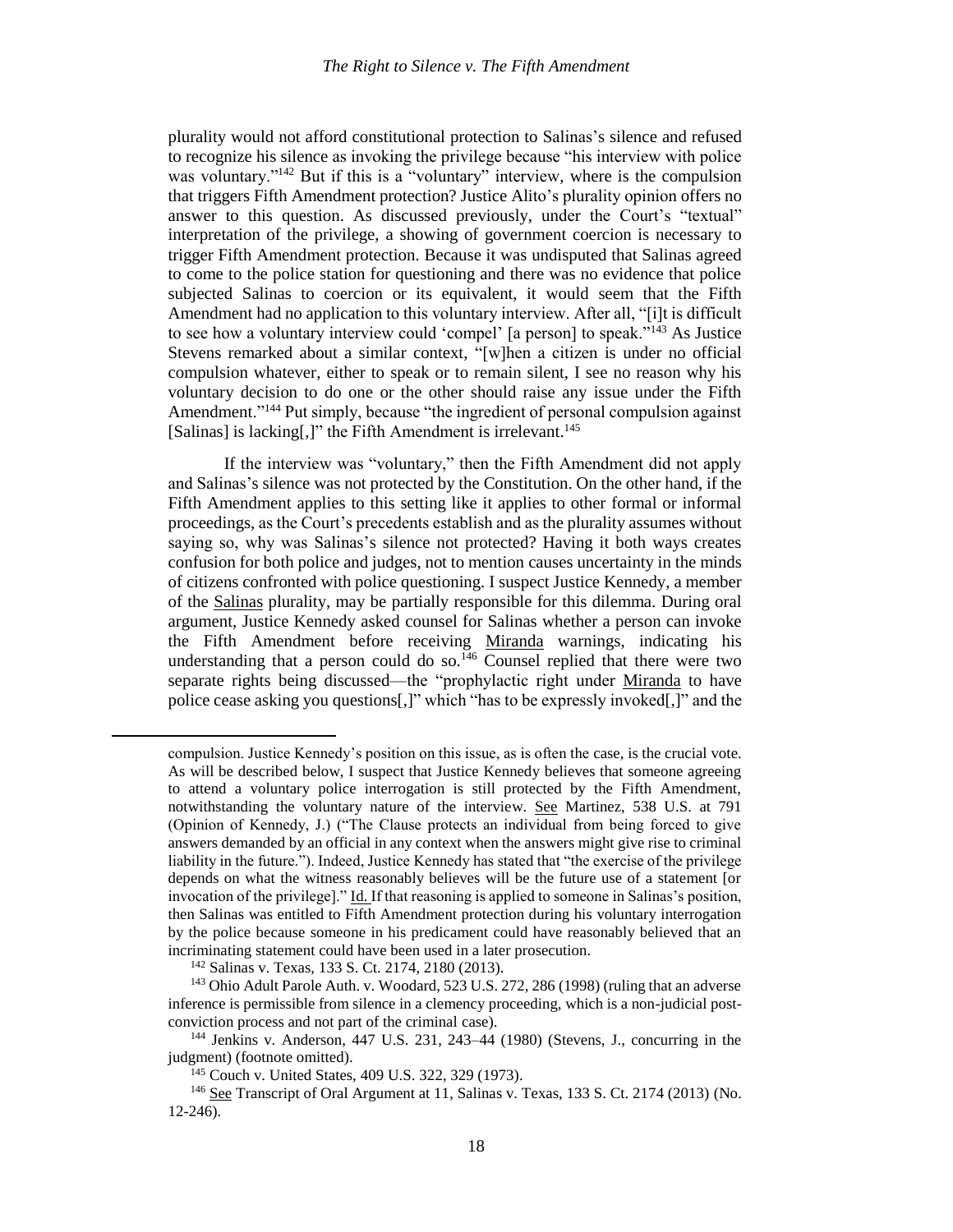plurality would not afford constitutional protection to Salinas's silence and refused to recognize his silence as invoking the privilege because "his interview with police was voluntary."[142] But if this is a "voluntary" interview, where is the compulsion that triggers Fifth Amendment protection? Justice Alito's plurality opinion offers no answer to this question. As discussed previously, under the Court's "textual" interpretation of the privilege, a showing of government coercion is necessary to trigger Fifth Amendment protection. Because it was undisputed that Salinas agreed to come to the police station for questioning and there was no evidence that police subjected Salinas to coercion or its equivalent, it would seem that the Fifth Amendment had no application to this voluntary interview. After all, "[i]t is difficult to see how a voluntary interview could 'compel' [a person] to speak."[143] As Justice Stevens remarked about a similar context, "[w]hen a citizen is under no official compulsion whatever, either to speak or to remain silent, I see no reason why his voluntary decision to do one or the other should raise any issue under the Fifth Amendment."[144] Put simply, because "the ingredient of personal compulsion against [Salinas] is lacking[,]" the Fifth Amendment is irrelevant.[145]

If the interview was "voluntary," then the Fifth Amendment did not apply and Salinas's silence was not protected by the Constitution. On the other hand, if the Fifth Amendment applies to this setting like it applies to other formal or informal proceedings, as the Court's precedents establish and as the plurality assumes without saying so, why was Salinas's silence not protected? Having it both ways creates confusion for both police and judges, not to mention causes uncertainty in the minds of citizens confronted with police questioning. I suspect Justice Kennedy, a member of the Salinas plurality, may be partially responsible for this dilemma. During oral argument, Justice Kennedy asked counsel for Salinas whether a person can invoke the Fifth Amendment before receiving Miranda warnings, indicating his understanding that a person could do so.[146] Counsel replied that there were two separate rights being discussed—the "prophylactic right under Miranda to have police cease asking you questions[,]" which "has to be expressly invoked[,]" and the

---

compulsion. Justice Kennedy's position on this issue, as is often the case, is the crucial vote. As will be described below, I suspect that Justice Kennedy believes that someone agreeing to attend a voluntary police interrogation is still protected by the Fifth Amendment, notwithstanding the voluntary nature of the interview. See Martinez, 538 U.S. at 791 (Opinion of Kennedy, J.) ("The Clause protects an individual from being forced to give answers demanded by an official in any context when the answers might give rise to criminal liability in the future."). Indeed, Justice Kennedy has stated that "the exercise of the privilege depends on what the witness reasonably believes will be the future use of a statement [or invocation of the privilege]." Id. If that reasoning is applied to someone in Salinas's position, then Salinas was entitled to Fifth Amendment protection during his voluntary interrogation by the police because someone in his predicament could have reasonably believed that an incriminating statement could have been used in a later prosecution.

[142] Salinas v. Texas, 133 S. Ct. 2174, 2180 (2013).

[143] Ohio Adult Parole Auth. v. Woodard, 523 U.S. 272, 286 (1998) (ruling that an adverse inference is permissible from silence in a clemency proceeding, which is a non-judicial post-conviction process and not part of the criminal case).

[144] Jenkins v. Anderson, 447 U.S. 231, 243–44 (1980) (Stevens, J., concurring in the judgment) (footnote omitted).

[145] Couch v. United States, 409 U.S. 322, 329 (1973).

[146] See Transcript of Oral Argument at 11, Salinas v. Texas, 133 S. Ct. 2174 (2013) (No. 12-246).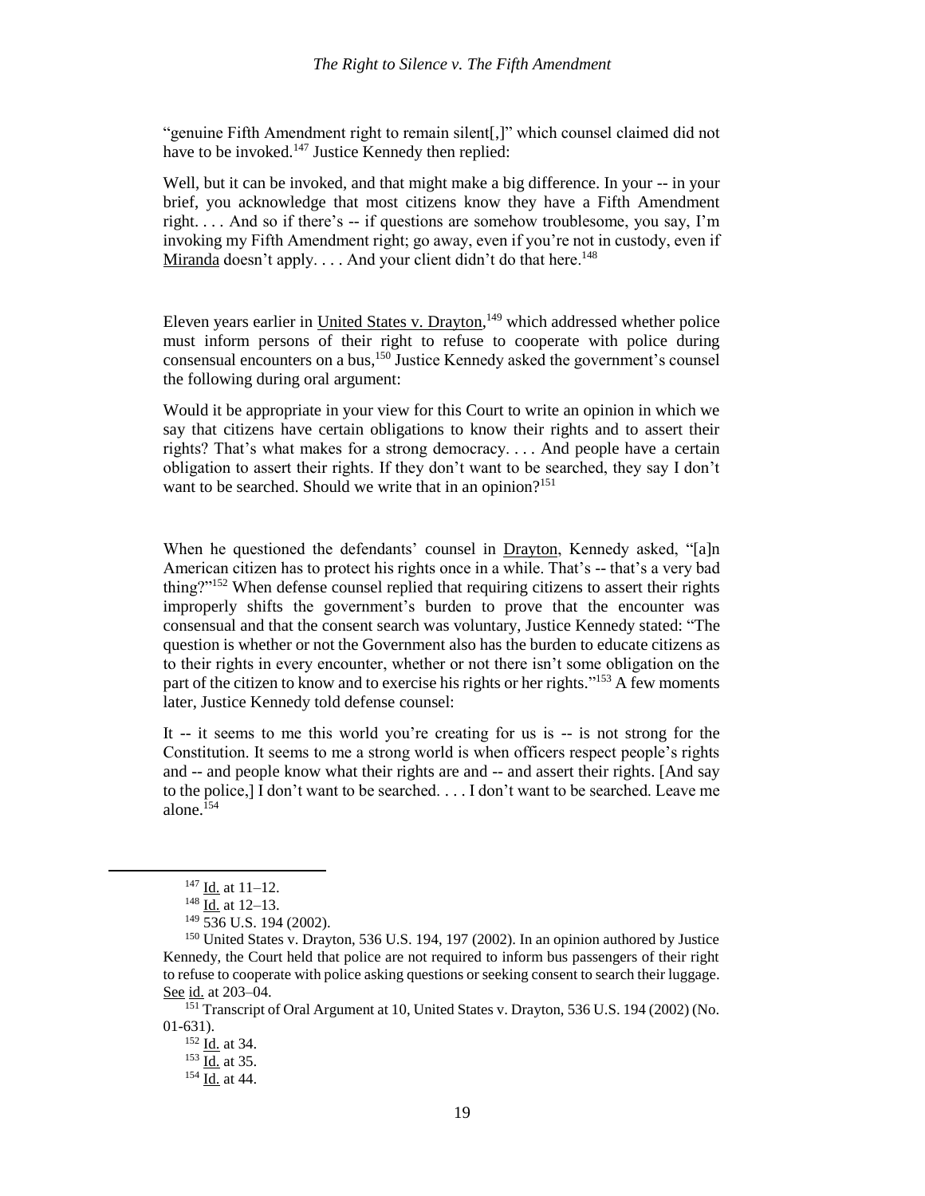"genuine Fifth Amendment right to remain silent[,]" which counsel claimed did not have to be invoked.[147] Justice Kennedy then replied:

> Well, but it can be invoked, and that might make a big difference. In your -- in your brief, you acknowledge that most citizens know they have a Fifth Amendment right. . . . And so if there's -- if questions are somehow troublesome, you say, I'm invoking my Fifth Amendment right; go away, even if you're not in custody, even if Miranda doesn't apply. . . . And your client didn't do that here.[148]

Eleven years earlier in United States v. Drayton,[149] which addressed whether police must inform persons of their right to refuse to cooperate with police during consensual encounters on a bus,[150] Justice Kennedy asked the government's counsel the following during oral argument:

> Would it be appropriate in your view for this Court to write an opinion in which we say that citizens have certain obligations to know their rights and to assert their rights? That's what makes for a strong democracy. . . . And people have a certain obligation to assert their rights. If they don't want to be searched, they say I don't want to be searched. Should we write that in an opinion?[151]

When he questioned the defendants' counsel in Drayton, Kennedy asked, "[a]n American citizen has to protect his rights once in a while. That's -- that's a very bad thing?"[152] When defense counsel replied that requiring citizens to assert their rights improperly shifts the government's burden to prove that the encounter was consensual and that the consent search was voluntary, Justice Kennedy stated: "The question is whether or not the Government also has the burden to educate citizens as to their rights in every encounter, whether or not there isn't some obligation on the part of the citizen to know and to exercise his rights or her rights."[153] A few moments later, Justice Kennedy told defense counsel:

> It -- it seems to me this world you're creating for us is -- is not strong for the Constitution. It seems to me a strong world is when officers respect people's rights and -- and people know what their rights are and -- and assert their rights. [And say to the police,] I don't want to be searched. . . . I don't want to be searched. Leave me alone.[154]

---

[147] Id. at 11–12.

[148] Id. at 12–13.

[149] 536 U.S. 194 (2002).

[150] United States v. Drayton, 536 U.S. 194, 197 (2002). In an opinion authored by Justice Kennedy, the Court held that police are not required to inform bus passengers of their right to refuse to cooperate with police asking questions or seeking consent to search their luggage. See id. at 203–04.

[151] Transcript of Oral Argument at 10, United States v. Drayton, 536 U.S. 194 (2002) (No. 01-631).

[152] Id. at 34.

[153] Id. at 35.

[154] Id. at 44.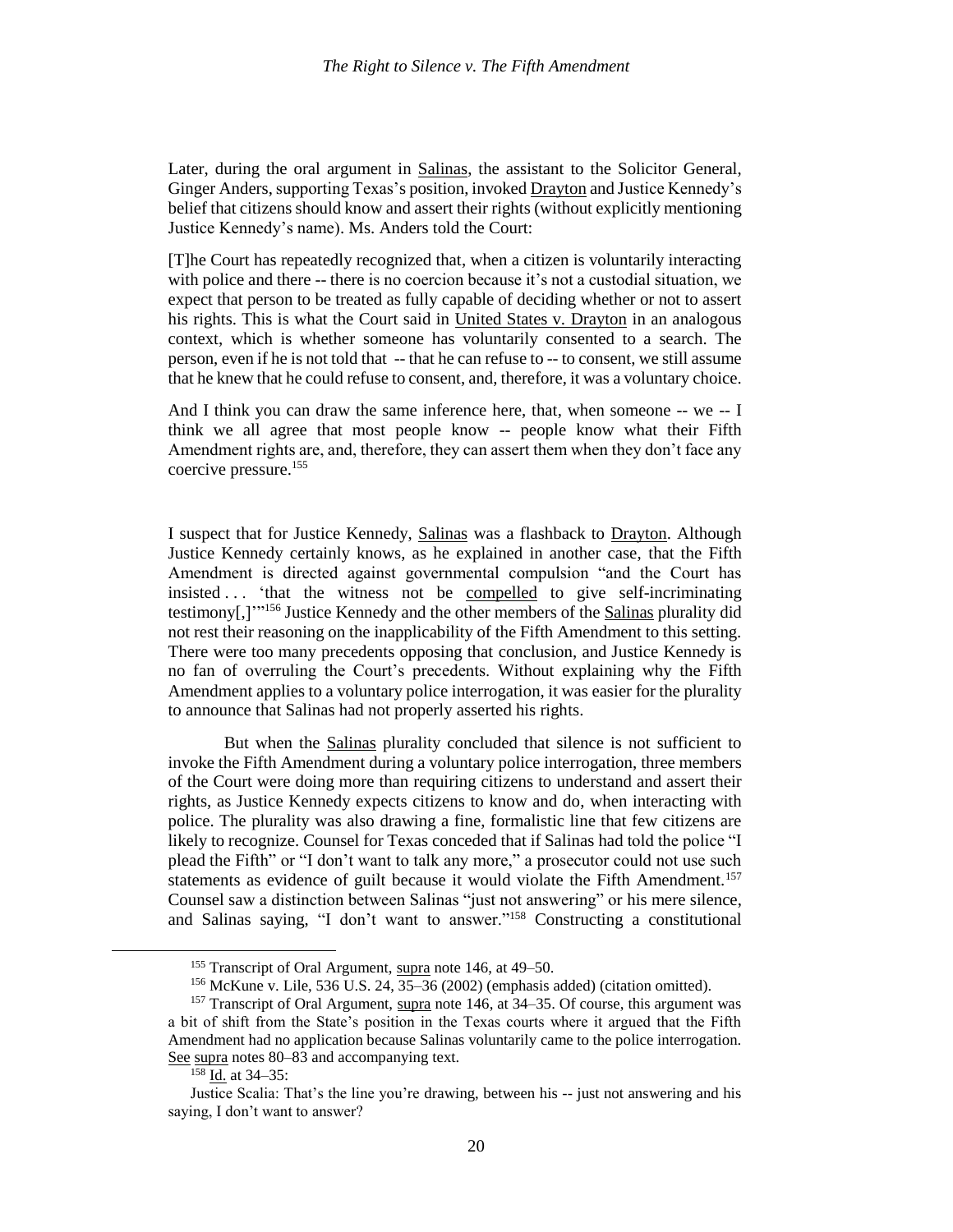Later, during the oral argument in Salinas, the assistant to the Solicitor General, Ginger Anders, supporting Texas's position, invoked Drayton and Justice Kennedy's belief that citizens should know and assert their rights (without explicitly mentioning Justice Kennedy's name). Ms. Anders told the Court:

> [T]he Court has repeatedly recognized that, when a citizen is voluntarily interacting with police and there -- there is no coercion because it's not a custodial situation, we expect that person to be treated as fully capable of deciding whether or not to assert his rights. This is what the Court said in United States v. Drayton in an analogous context, which is whether someone has voluntarily consented to a search. The person, even if he is not told that -- that he can refuse to -- to consent, we still assume that he knew that he could refuse to consent, and, therefore, it was a voluntary choice.
>
> And I think you can draw the same inference here, that, when someone -- we -- I think we all agree that most people know -- people know what their Fifth Amendment rights are, and, therefore, they can assert them when they don't face any coercive pressure.[155]

I suspect that for Justice Kennedy, Salinas was a flashback to Drayton. Although Justice Kennedy certainly knows, as he explained in another case, that the Fifth Amendment is directed against governmental compulsion "and the Court has insisted . . . 'that the witness not be compelled to give self-incriminating testimony[,]'"[156] Justice Kennedy and the other members of the Salinas plurality did not rest their reasoning on the inapplicability of the Fifth Amendment to this setting. There were too many precedents opposing that conclusion, and Justice Kennedy is no fan of overruling the Court's precedents. Without explaining why the Fifth Amendment applies to a voluntary police interrogation, it was easier for the plurality to announce that Salinas had not properly asserted his rights.

But when the Salinas plurality concluded that silence is not sufficient to invoke the Fifth Amendment during a voluntary police interrogation, three members of the Court were doing more than requiring citizens to understand and assert their rights, as Justice Kennedy expects citizens to know and do, when interacting with police. The plurality was also drawing a fine, formalistic line that few citizens are likely to recognize. Counsel for Texas conceded that if Salinas had told the police "I plead the Fifth" or "I don't want to talk any more," a prosecutor could not use such statements as evidence of guilt because it would violate the Fifth Amendment.[157] Counsel saw a distinction between Salinas "just not answering" or his mere silence, and Salinas saying, "I don't want to answer."[158] Constructing a constitutional

---

[155] Transcript of Oral Argument, supra note 146, at 49–50.

[156] McKune v. Lile, 536 U.S. 24, 35–36 (2002) (emphasis added) (citation omitted).

[157] Transcript of Oral Argument, supra note 146, at 34–35. Of course, this argument was a bit of shift from the State's position in the Texas courts where it argued that the Fifth Amendment had no application because Salinas voluntarily came to the police interrogation. See supra notes 80–83 and accompanying text.

[158] Id. at 34–35:

Justice Scalia: That's the line you're drawing, between his -- just not answering and his saying, I don't want to answer?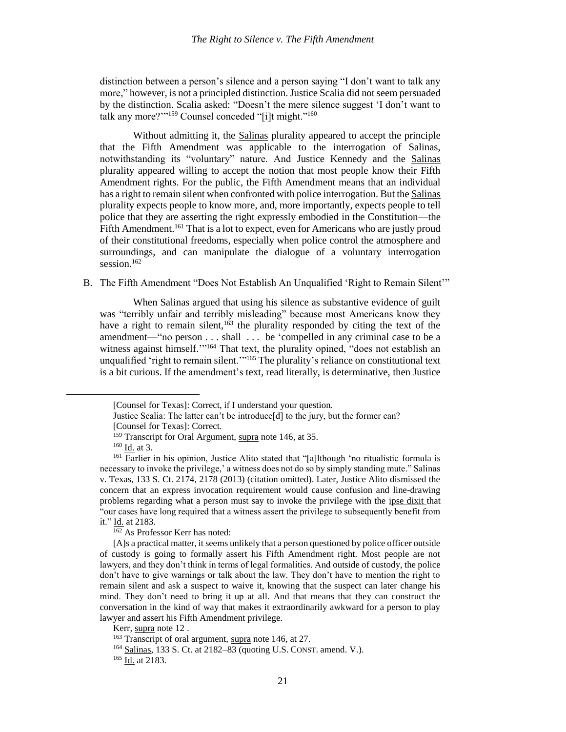distinction between a person's silence and a person saying "I don't want to talk any more," however, is not a principled distinction. Justice Scalia did not seem persuaded by the distinction. Scalia asked: "Doesn't the mere silence suggest 'I don't want to talk any more?'"[159] Counsel conceded "[i]t might."[160]

Without admitting it, the Salinas plurality appeared to accept the principle that the Fifth Amendment was applicable to the interrogation of Salinas, notwithstanding its "voluntary" nature. And Justice Kennedy and the Salinas plurality appeared willing to accept the notion that most people know their Fifth Amendment rights. For the public, the Fifth Amendment means that an individual has a right to remain silent when confronted with police interrogation. But the Salinas plurality expects people to know more, and, more importantly, expects people to tell police that they are asserting the right expressly embodied in the Constitution—the Fifth Amendment.[161] That is a lot to expect, even for Americans who are justly proud of their constitutional freedoms, especially when police control the atmosphere and surroundings, and can manipulate the dialogue of a voluntary interrogation session.[162]

### B. The Fifth Amendment "Does Not Establish An Unqualified 'Right to Remain Silent'"

When Salinas argued that using his silence as substantive evidence of guilt was "terribly unfair and terribly misleading" because most Americans know they have a right to remain silent,[163] the plurality responded by citing the text of the amendment—"no person . . . shall . . . be 'compelled in any criminal case to be a witness against himself.'"[164] That text, the plurality opined, "does not establish an unqualified 'right to remain silent.'"[165] The plurality's reliance on constitutional text is a bit curious. If the amendment's text, read literally, is determinative, then Justice

---

[Counsel for Texas]: Correct, if I understand your question.

Justice Scalia: The latter can't be introduce[d] to the jury, but the former can?

[Counsel for Texas]: Correct.

[159] Transcript for Oral Argument, supra note 146, at 35.

[160] Id. at 3.

[161] Earlier in his opinion, Justice Alito stated that "[a]lthough 'no ritualistic formula is necessary to invoke the privilege,' a witness does not do so by simply standing mute." Salinas v. Texas, 133 S. Ct. 2174, 2178 (2013) (citation omitted). Later, Justice Alito dismissed the concern that an express invocation requirement would cause confusion and line-drawing problems regarding what a person must say to invoke the privilege with the ipse dixit that "our cases have long required that a witness assert the privilege to subsequently benefit from it." Id. at 2183.

[162] As Professor Kerr has noted:

[A]s a practical matter, it seems unlikely that a person questioned by police officer outside of custody is going to formally assert his Fifth Amendment right. Most people are not lawyers, and they don't think in terms of legal formalities. And outside of custody, the police don't have to give warnings or talk about the law. They don't have to mention the right to remain silent and ask a suspect to waive it, knowing that the suspect can later change his mind. They don't need to bring it up at all. And that means that they can construct the conversation in the kind of way that makes it extraordinarily awkward for a person to play lawyer and assert his Fifth Amendment privilege.

Kerr, supra note 12 .

[163] Transcript of oral argument, supra note 146, at 27.

[164] Salinas, 133 S. Ct. at 2182–83 (quoting U.S. CONST. amend. V.).

[165] Id. at 2183.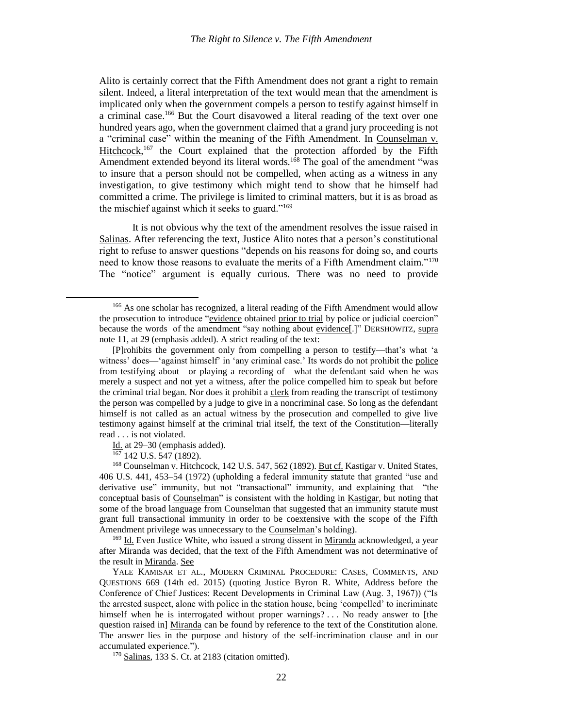Alito is certainly correct that the Fifth Amendment does not grant a right to remain silent. Indeed, a literal interpretation of the text would mean that the amendment is implicated only when the government compels a person to testify against himself in a criminal case.[166] But the Court disavowed a literal reading of the text over one hundred years ago, when the government claimed that a grand jury proceeding is not a "criminal case" within the meaning of the Fifth Amendment. In Counselman v. Hitchcock,[167] the Court explained that the protection afforded by the Fifth Amendment extended beyond its literal words.[168] The goal of the amendment "was to insure that a person should not be compelled, when acting as a witness in any investigation, to give testimony which might tend to show that he himself had committed a crime. The privilege is limited to criminal matters, but it is as broad as the mischief against which it seeks to guard."[169]

It is not obvious why the text of the amendment resolves the issue raised in Salinas. After referencing the text, Justice Alito notes that a person's constitutional right to refuse to answer questions "depends on his reasons for doing so, and courts need to know those reasons to evaluate the merits of a Fifth Amendment claim."[170] The "notice" argument is equally curious. There was no need to provide

---

[166] As one scholar has recognized, a literal reading of the Fifth Amendment would allow the prosecution to introduce "evidence obtained prior to trial by police or judicial coercion" because the words of the amendment "say nothing about evidence[.]" DERSHOWITZ, supra note 11, at 29 (emphasis added). A strict reading of the text:

> [P]rohibits the government only from compelling a person to testify—that's what 'a witness' does—'against himself' in 'any criminal case.' Its words do not prohibit the police from testifying about—or playing a recording of—what the defendant said when he was merely a suspect and not yet a witness, after the police compelled him to speak but before the criminal trial began. Nor does it prohibit a clerk from reading the transcript of testimony the person was compelled by a judge to give in a noncriminal case. So long as the defendant himself is not called as an actual witness by the prosecution and compelled to give live testimony against himself at the criminal trial itself, the text of the Constitution—literally read . . . is not violated.

Id. at 29–30 (emphasis added).

[167] 142 U.S. 547 (1892).

[168] Counselman v. Hitchcock, 142 U.S. 547, 562 (1892). But cf. Kastigar v. United States, 406 U.S. 441, 453–54 (1972) (upholding a federal immunity statute that granted "use and derivative use" immunity, but not "transactional" immunity, and explaining that "the conceptual basis of Counselman" is consistent with the holding in Kastigar, but noting that some of the broad language from Counselman that suggested that an immunity statute must grant full transactional immunity in order to be coextensive with the scope of the Fifth Amendment privilege was unnecessary to the Counselman's holding).

[169] Id. Even Justice White, who issued a strong dissent in Miranda acknowledged, a year after Miranda was decided, that the text of the Fifth Amendment was not determinative of the result in Miranda. See

YALE KAMISAR ET AL., MODERN CRIMINAL PROCEDURE: CASES, COMMENTS, AND QUESTIONS 669 (14th ed. 2015) (quoting Justice Byron R. White, Address before the Conference of Chief Justices: Recent Developments in Criminal Law (Aug. 3, 1967)) ("Is the arrested suspect, alone with police in the station house, being 'compelled' to incriminate himself when he is interrogated without proper warnings? . . . No ready answer to [the question raised in] Miranda can be found by reference to the text of the Constitution alone. The answer lies in the purpose and history of the self-incrimination clause and in our accumulated experience.").

[170] Salinas, 133 S. Ct. at 2183 (citation omitted).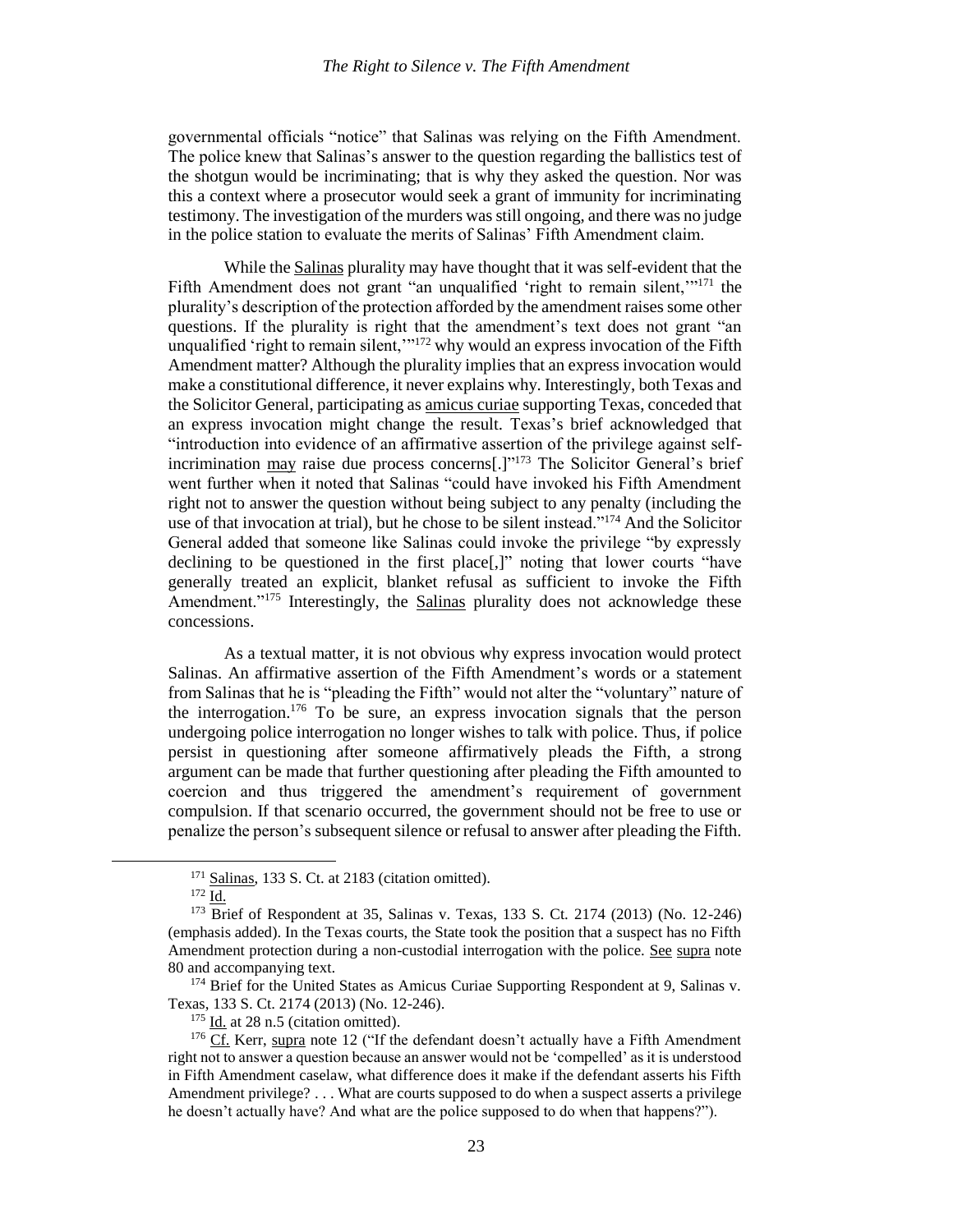governmental officials "notice" that Salinas was relying on the Fifth Amendment. The police knew that Salinas's answer to the question regarding the ballistics test of the shotgun would be incriminating; that is why they asked the question. Nor was this a context where a prosecutor would seek a grant of immunity for incriminating testimony. The investigation of the murders was still ongoing, and there was no judge in the police station to evaluate the merits of Salinas' Fifth Amendment claim.

While the Salinas plurality may have thought that it was self-evident that the Fifth Amendment does not grant "an unqualified 'right to remain silent,'"[171] the plurality's description of the protection afforded by the amendment raises some other questions. If the plurality is right that the amendment's text does not grant "an unqualified 'right to remain silent,'"[172] why would an express invocation of the Fifth Amendment matter? Although the plurality implies that an express invocation would make a constitutional difference, it never explains why. Interestingly, both Texas and the Solicitor General, participating as amicus curiae supporting Texas, conceded that an express invocation might change the result. Texas's brief acknowledged that "introduction into evidence of an affirmative assertion of the privilege against self-incrimination may raise due process concerns[.]"[173] The Solicitor General's brief went further when it noted that Salinas "could have invoked his Fifth Amendment right not to answer the question without being subject to any penalty (including the use of that invocation at trial), but he chose to be silent instead."[174] And the Solicitor General added that someone like Salinas could invoke the privilege "by expressly declining to be questioned in the first place[,]" noting that lower courts "have generally treated an explicit, blanket refusal as sufficient to invoke the Fifth Amendment."[175] Interestingly, the Salinas plurality does not acknowledge these concessions.

As a textual matter, it is not obvious why express invocation would protect Salinas. An affirmative assertion of the Fifth Amendment's words or a statement from Salinas that he is "pleading the Fifth" would not alter the "voluntary" nature of the interrogation.[176] To be sure, an express invocation signals that the person undergoing police interrogation no longer wishes to talk with police. Thus, if police persist in questioning after someone affirmatively pleads the Fifth, a strong argument can be made that further questioning after pleading the Fifth amounted to coercion and thus triggered the amendment's requirement of government compulsion. If that scenario occurred, the government should not be free to use or penalize the person's subsequent silence or refusal to answer after pleading the Fifth.

---

[171] Salinas, 133 S. Ct. at 2183 (citation omitted).

[172] Id.

[173] Brief of Respondent at 35, Salinas v. Texas, 133 S. Ct. 2174 (2013) (No. 12-246) (emphasis added). In the Texas courts, the State took the position that a suspect has no Fifth Amendment protection during a non-custodial interrogation with the police. See supra note 80 and accompanying text.

[174] Brief for the United States as Amicus Curiae Supporting Respondent at 9, Salinas v. Texas, 133 S. Ct. 2174 (2013) (No. 12-246).

[175] Id. at 28 n.5 (citation omitted).

[176] Cf. Kerr, supra note 12 ("If the defendant doesn't actually have a Fifth Amendment right not to answer a question because an answer would not be 'compelled' as it is understood in Fifth Amendment caselaw, what difference does it make if the defendant asserts his Fifth Amendment privilege? . . . What are courts supposed to do when a suspect asserts a privilege he doesn't actually have? And what are the police supposed to do when that happens?").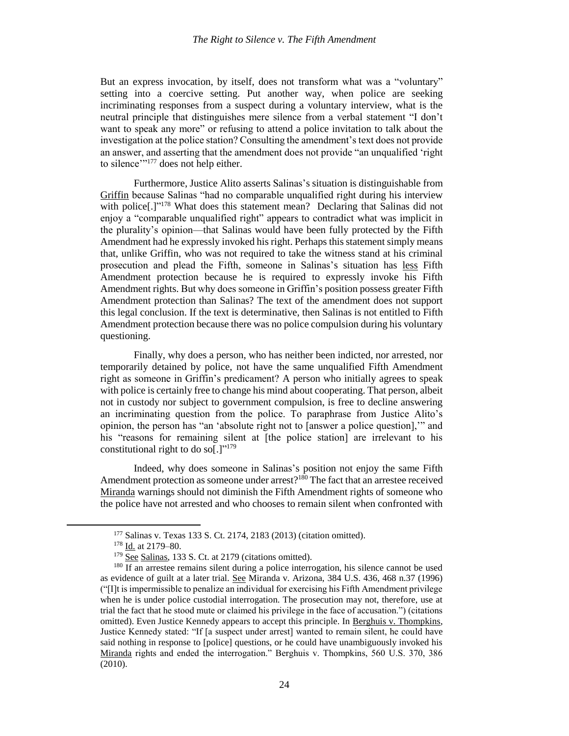But an express invocation, by itself, does not transform what was a "voluntary" setting into a coercive setting. Put another way, when police are seeking incriminating responses from a suspect during a voluntary interview, what is the neutral principle that distinguishes mere silence from a verbal statement "I don't want to speak any more" or refusing to attend a police invitation to talk about the investigation at the police station? Consulting the amendment's text does not provide an answer, and asserting that the amendment does not provide "an unqualified 'right to silence'"[177] does not help either.

Furthermore, Justice Alito asserts Salinas's situation is distinguishable from Griffin because Salinas "had no comparable unqualified right during his interview with police[.]"[178] What does this statement mean? Declaring that Salinas did not enjoy a "comparable unqualified right" appears to contradict what was implicit in the plurality's opinion—that Salinas would have been fully protected by the Fifth Amendment had he expressly invoked his right. Perhaps this statement simply means that, unlike Griffin, who was not required to take the witness stand at his criminal prosecution and plead the Fifth, someone in Salinas's situation has less Fifth Amendment protection because he is required to expressly invoke his Fifth Amendment rights. But why does someone in Griffin's position possess greater Fifth Amendment protection than Salinas? The text of the amendment does not support this legal conclusion. If the text is determinative, then Salinas is not entitled to Fifth Amendment protection because there was no police compulsion during his voluntary questioning.

Finally, why does a person, who has neither been indicted, nor arrested, nor temporarily detained by police, not have the same unqualified Fifth Amendment right as someone in Griffin's predicament? A person who initially agrees to speak with police is certainly free to change his mind about cooperating. That person, albeit not in custody nor subject to government compulsion, is free to decline answering an incriminating question from the police. To paraphrase from Justice Alito's opinion, the person has "an 'absolute right not to [answer a police question],'" and his "reasons for remaining silent at [the police station] are irrelevant to his constitutional right to do so[.]"[179]

Indeed, why does someone in Salinas's position not enjoy the same Fifth Amendment protection as someone under arrest?[180] The fact that an arrestee received Miranda warnings should not diminish the Fifth Amendment rights of someone who the police have not arrested and who chooses to remain silent when confronted with

---

[177] Salinas v. Texas 133 S. Ct. 2174, 2183 (2013) (citation omitted).

[178] Id. at 2179–80.

[179] See Salinas, 133 S. Ct. at 2179 (citations omitted).

[180] If an arrestee remains silent during a police interrogation, his silence cannot be used as evidence of guilt at a later trial. See Miranda v. Arizona, 384 U.S. 436, 468 n.37 (1996) ("[I]t is impermissible to penalize an individual for exercising his Fifth Amendment privilege when he is under police custodial interrogation. The prosecution may not, therefore, use at trial the fact that he stood mute or claimed his privilege in the face of accusation.") (citations omitted). Even Justice Kennedy appears to accept this principle. In Berghuis v. Thompkins, Justice Kennedy stated: "If [a suspect under arrest] wanted to remain silent, he could have said nothing in response to [police] questions, or he could have unambiguously invoked his Miranda rights and ended the interrogation." Berghuis v. Thompkins, 560 U.S. 370, 386 (2010).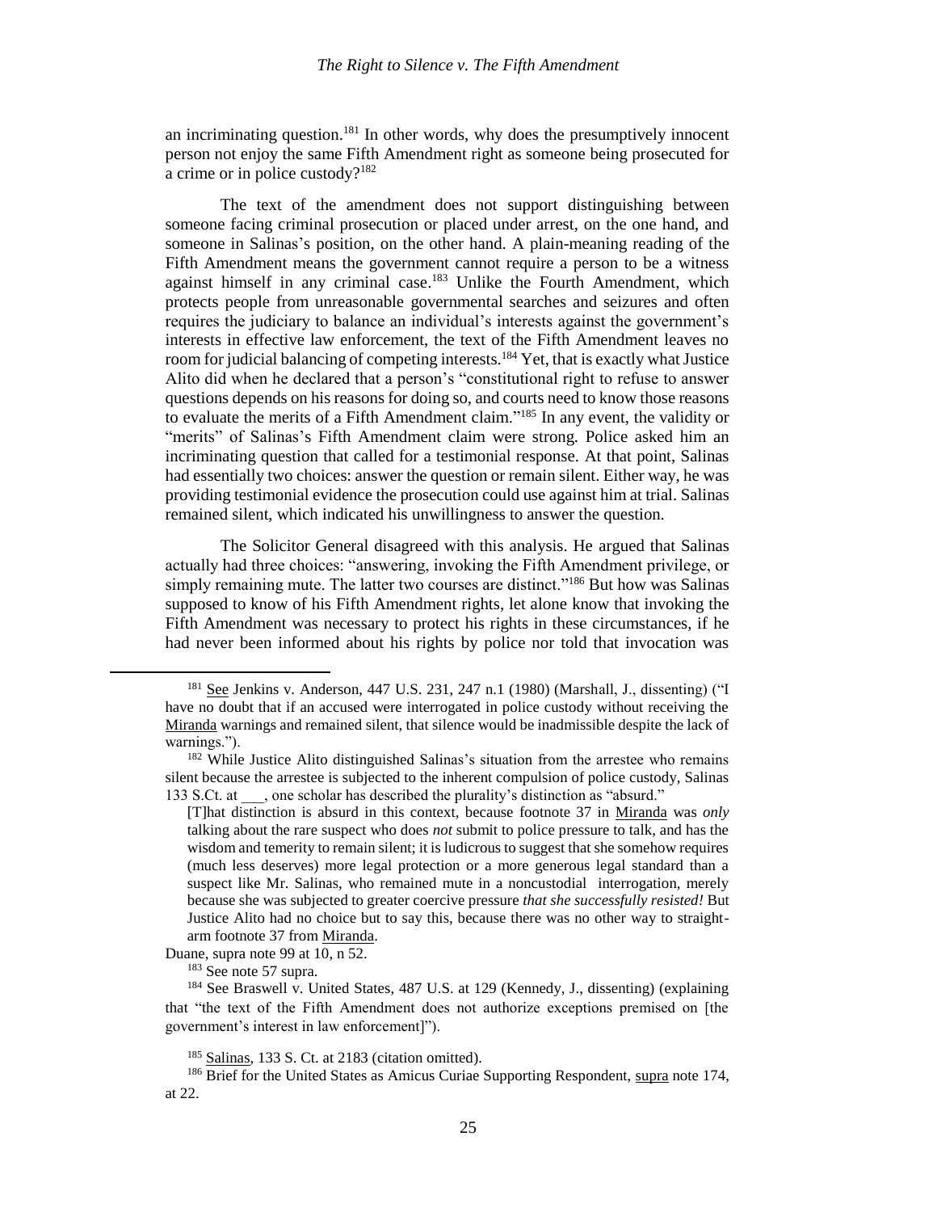an incriminating question.[181] In other words, why does the presumptively innocent person not enjoy the same Fifth Amendment right as someone being prosecuted for a crime or in police custody?[182]

The text of the amendment does not support distinguishing between someone facing criminal prosecution or placed under arrest, on the one hand, and someone in Salinas's position, on the other hand. A plain-meaning reading of the Fifth Amendment means the government cannot require a person to be a witness against himself in any criminal case.[183] Unlike the Fourth Amendment, which protects people from unreasonable governmental searches and seizures and often requires the judiciary to balance an individual's interests against the government's interests in effective law enforcement, the text of the Fifth Amendment leaves no room for judicial balancing of competing interests.[184] Yet, that is exactly what Justice Alito did when he declared that a person's "constitutional right to refuse to answer questions depends on his reasons for doing so, and courts need to know those reasons to evaluate the merits of a Fifth Amendment claim."[185] In any event, the validity or "merits" of Salinas's Fifth Amendment claim were strong. Police asked him an incriminating question that called for a testimonial response. At that point, Salinas had essentially two choices: answer the question or remain silent. Either way, he was providing testimonial evidence the prosecution could use against him at trial. Salinas remained silent, which indicated his unwillingness to answer the question.

The Solicitor General disagreed with this analysis. He argued that Salinas actually had three choices: "answering, invoking the Fifth Amendment privilege, or simply remaining mute. The latter two courses are distinct."[186] But how was Salinas supposed to know of his Fifth Amendment rights, let alone know that invoking the Fifth Amendment was necessary to protect his rights in these circumstances, if he had never been informed about his rights by police nor told that invocation was

---

[181] See Jenkins v. Anderson, 447 U.S. 231, 247 n.1 (1980) (Marshall, J., dissenting) ("I have no doubt that if an accused were interrogated in police custody without receiving the Miranda warnings and remained silent, that silence would be inadmissible despite the lack of warnings.").

[182] While Justice Alito distinguished Salinas's situation from the arrestee who remains silent because the arrestee is subjected to the inherent compulsion of police custody, Salinas 133 S.Ct. at ___, one scholar has described the plurality's distinction as "absurd."

> [T]hat distinction is absurd in this context, because footnote 37 in Miranda was *only* talking about the rare suspect who does *not* submit to police pressure to talk, and has the wisdom and temerity to remain silent; it is ludicrous to suggest that she somehow requires (much less deserves) more legal protection or a more generous legal standard than a suspect like Mr. Salinas, who remained mute in a noncustodial interrogation, merely because she was subjected to greater coercive pressure *that she successfully resisted!* But Justice Alito had no choice but to say this, because there was no other way to straight-arm footnote 37 from Miranda.

Duane, supra note 99 at 10, n 52.

[183] See note 57 supra.

[184] See Braswell v. United States, 487 U.S. at 129 (Kennedy, J., dissenting) (explaining that "the text of the Fifth Amendment does not authorize exceptions premised on [the government's interest in law enforcement]").

[185] Salinas, 133 S. Ct. at 2183 (citation omitted).

[186] Brief for the United States as Amicus Curiae Supporting Respondent, supra note 174, at 22.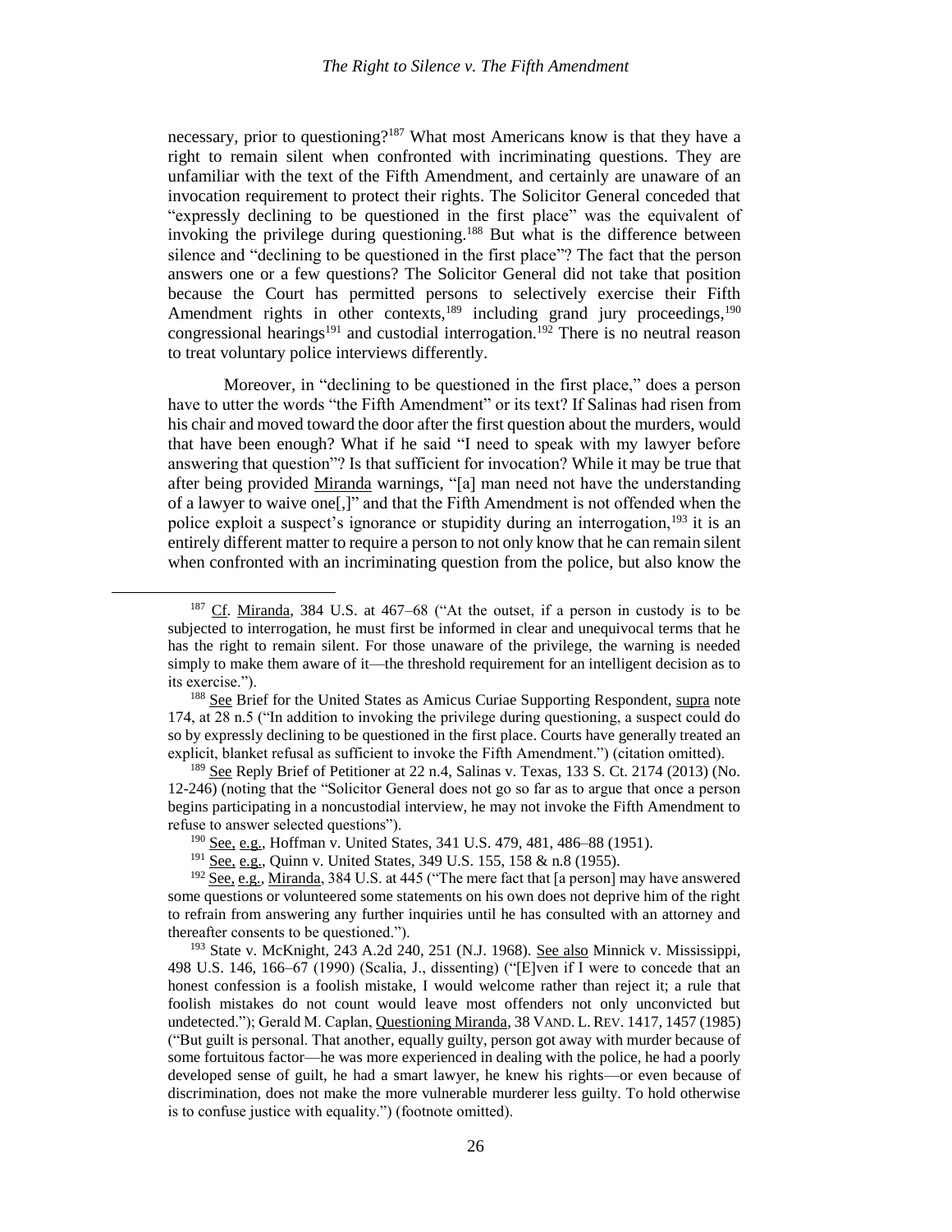necessary, prior to questioning?[187] What most Americans know is that they have a right to remain silent when confronted with incriminating questions. They are unfamiliar with the text of the Fifth Amendment, and certainly are unaware of an invocation requirement to protect their rights. The Solicitor General conceded that "expressly declining to be questioned in the first place" was the equivalent of invoking the privilege during questioning.[188] But what is the difference between silence and "declining to be questioned in the first place"? The fact that the person answers one or a few questions? The Solicitor General did not take that position because the Court has permitted persons to selectively exercise their Fifth Amendment rights in other contexts,[189] including grand jury proceedings,[190] congressional hearings[191] and custodial interrogation.[192] There is no neutral reason to treat voluntary police interviews differently.

Moreover, in "declining to be questioned in the first place," does a person have to utter the words "the Fifth Amendment" or its text? If Salinas had risen from his chair and moved toward the door after the first question about the murders, would that have been enough? What if he said "I need to speak with my lawyer before answering that question"? Is that sufficient for invocation? While it may be true that after being provided Miranda warnings, "[a] man need not have the understanding of a lawyer to waive one[,]" and that the Fifth Amendment is not offended when the police exploit a suspect's ignorance or stupidity during an interrogation,[193] it is an entirely different matter to require a person to not only know that he can remain silent when confronted with an incriminating question from the police, but also know the

---

[187] Cf. Miranda, 384 U.S. at 467–68 ("At the outset, if a person in custody is to be subjected to interrogation, he must first be informed in clear and unequivocal terms that he has the right to remain silent. For those unaware of the privilege, the warning is needed simply to make them aware of it—the threshold requirement for an intelligent decision as to its exercise.").

[188] See Brief for the United States as Amicus Curiae Supporting Respondent, supra note 174, at 28 n.5 ("In addition to invoking the privilege during questioning, a suspect could do so by expressly declining to be questioned in the first place. Courts have generally treated an explicit, blanket refusal as sufficient to invoke the Fifth Amendment.") (citation omitted).

[189] See Reply Brief of Petitioner at 22 n.4, Salinas v. Texas, 133 S. Ct. 2174 (2013) (No. 12-246) (noting that the "Solicitor General does not go so far as to argue that once a person begins participating in a noncustodial interview, he may not invoke the Fifth Amendment to refuse to answer selected questions").

[190] See, e.g., Hoffman v. United States, 341 U.S. 479, 481, 486–88 (1951).

[191] See, e.g., Quinn v. United States, 349 U.S. 155, 158 & n.8 (1955).

[192] See, e.g., Miranda, 384 U.S. at 445 ("The mere fact that [a person] may have answered some questions or volunteered some statements on his own does not deprive him of the right to refrain from answering any further inquiries until he has consulted with an attorney and thereafter consents to be questioned.").

[193] State v. McKnight, 243 A.2d 240, 251 (N.J. 1968). See also Minnick v. Mississippi, 498 U.S. 146, 166–67 (1990) (Scalia, J., dissenting) ("[E]ven if I were to concede that an honest confession is a foolish mistake, I would welcome rather than reject it; a rule that foolish mistakes do not count would leave most offenders not only unconvicted but undetected."); Gerald M. Caplan, Questioning Miranda, 38 VAND. L. REV. 1417, 1457 (1985) ("But guilt is personal. That another, equally guilty, person got away with murder because of some fortuitous factor—he was more experienced in dealing with the police, he had a poorly developed sense of guilt, he had a smart lawyer, he knew his rights—or even because of discrimination, does not make the more vulnerable murderer less guilty. To hold otherwise is to confuse justice with equality.") (footnote omitted).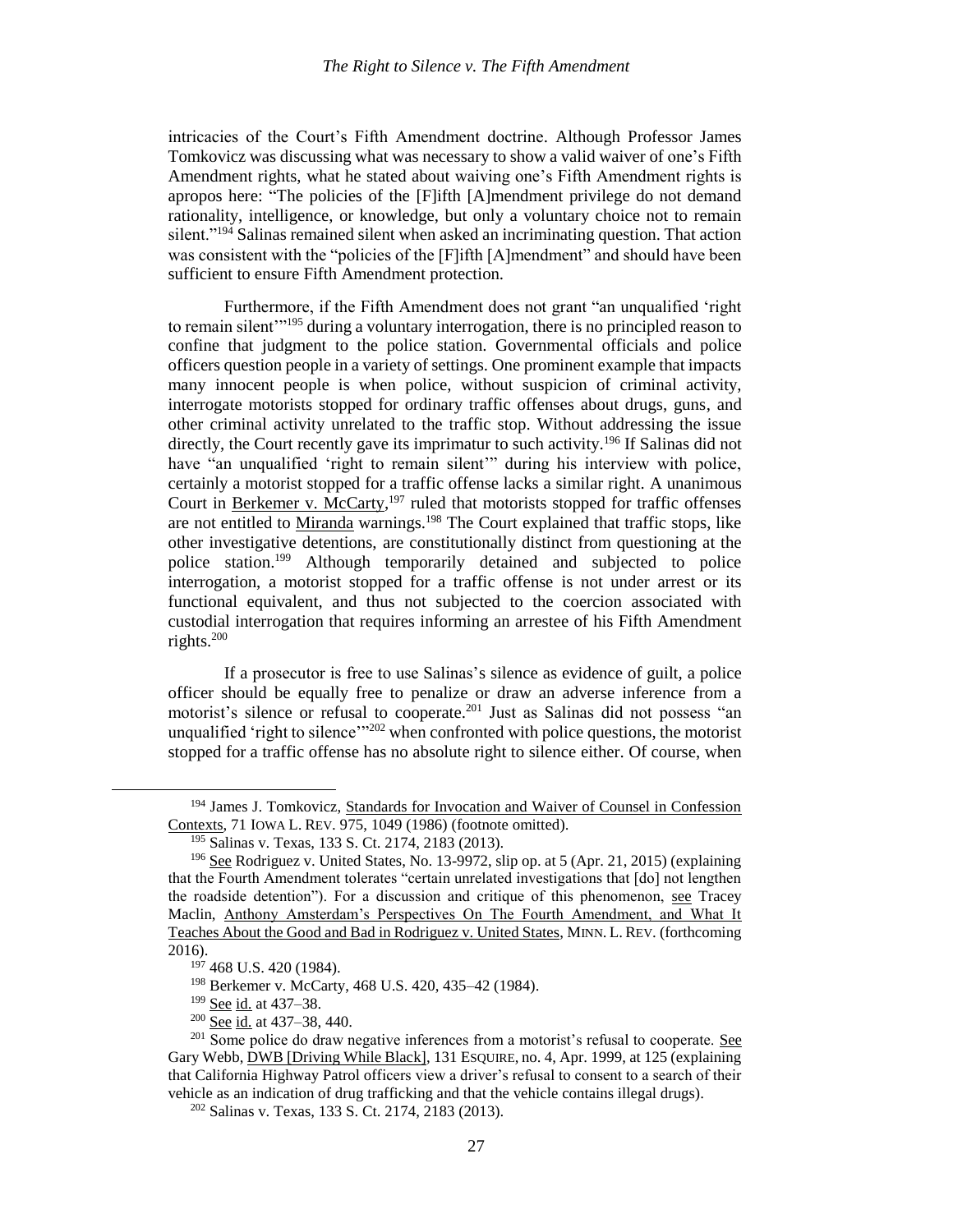intricacies of the Court's Fifth Amendment doctrine. Although Professor James Tomkovicz was discussing what was necessary to show a valid waiver of one's Fifth Amendment rights, what he stated about waiving one's Fifth Amendment rights is apropos here: "The policies of the [F]ifth [A]mendment privilege do not demand rationality, intelligence, or knowledge, but only a voluntary choice not to remain silent."[194] Salinas remained silent when asked an incriminating question. That action was consistent with the "policies of the [F]ifth [A]mendment" and should have been sufficient to ensure Fifth Amendment protection.

Furthermore, if the Fifth Amendment does not grant "an unqualified 'right to remain silent'"[195] during a voluntary interrogation, there is no principled reason to confine that judgment to the police station. Governmental officials and police officers question people in a variety of settings. One prominent example that impacts many innocent people is when police, without suspicion of criminal activity, interrogate motorists stopped for ordinary traffic offenses about drugs, guns, and other criminal activity unrelated to the traffic stop. Without addressing the issue directly, the Court recently gave its imprimatur to such activity.[196] If Salinas did not have "an unqualified 'right to remain silent'" during his interview with police, certainly a motorist stopped for a traffic offense lacks a similar right. A unanimous Court in Berkemer v. McCarty,[197] ruled that motorists stopped for traffic offenses are not entitled to Miranda warnings.[198] The Court explained that traffic stops, like other investigative detentions, are constitutionally distinct from questioning at the police station.[199] Although temporarily detained and subjected to police interrogation, a motorist stopped for a traffic offense is not under arrest or its functional equivalent, and thus not subjected to the coercion associated with custodial interrogation that requires informing an arrestee of his Fifth Amendment rights.[200]

If a prosecutor is free to use Salinas's silence as evidence of guilt, a police officer should be equally free to penalize or draw an adverse inference from a motorist's silence or refusal to cooperate.[201] Just as Salinas did not possess "an unqualified 'right to silence'"[202] when confronted with police questions, the motorist stopped for a traffic offense has no absolute right to silence either. Of course, when

---

[194] James J. Tomkovicz, Standards for Invocation and Waiver of Counsel in Confession Contexts, 71 IOWA L. REV. 975, 1049 (1986) (footnote omitted).

[195] Salinas v. Texas, 133 S. Ct. 2174, 2183 (2013).

[196] See Rodriguez v. United States, No. 13-9972, slip op. at 5 (Apr. 21, 2015) (explaining that the Fourth Amendment tolerates "certain unrelated investigations that [do] not lengthen the roadside detention"). For a discussion and critique of this phenomenon, see Tracey Maclin, Anthony Amsterdam's Perspectives On The Fourth Amendment, and What It Teaches About the Good and Bad in Rodriguez v. United States, MINN. L. REV. (forthcoming 2016).

[197] 468 U.S. 420 (1984).

[198] Berkemer v. McCarty, 468 U.S. 420, 435–42 (1984).

[199] See id. at 437–38.

[200] See id. at 437–38, 440.

[201] Some police do draw negative inferences from a motorist's refusal to cooperate. See Gary Webb, DWB [Driving While Black], 131 ESQUIRE, no. 4, Apr. 1999, at 125 (explaining that California Highway Patrol officers view a driver's refusal to consent to a search of their vehicle as an indication of drug trafficking and that the vehicle contains illegal drugs).

[202] Salinas v. Texas, 133 S. Ct. 2174, 2183 (2013).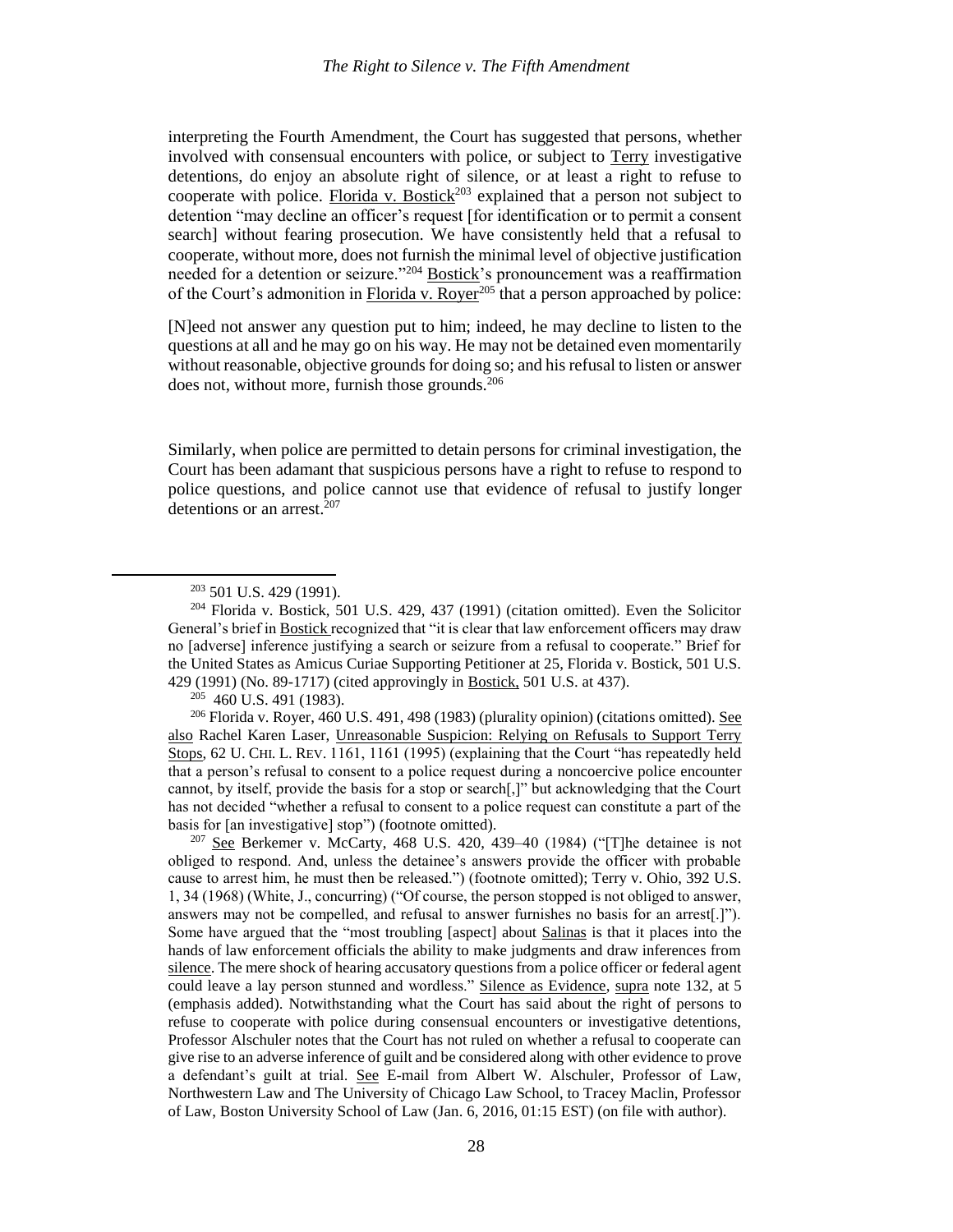interpreting the Fourth Amendment, the Court has suggested that persons, whether involved with consensual encounters with police, or subject to Terry investigative detentions, do enjoy an absolute right of silence, or at least a right to refuse to cooperate with police. Florida v. Bostick[203] explained that a person not subject to detention "may decline an officer's request [for identification or to permit a consent search] without fearing prosecution. We have consistently held that a refusal to cooperate, without more, does not furnish the minimal level of objective justification needed for a detention or seizure."[204] Bostick's pronouncement was a reaffirmation of the Court's admonition in Florida v. Royer[205] that a person approached by police:

> [N]eed not answer any question put to him; indeed, he may decline to listen to the questions at all and he may go on his way. He may not be detained even momentarily without reasonable, objective grounds for doing so; and his refusal to listen or answer does not, without more, furnish those grounds.[206]

Similarly, when police are permitted to detain persons for criminal investigation, the Court has been adamant that suspicious persons have a right to refuse to respond to police questions, and police cannot use that evidence of refusal to justify longer detentions or an arrest.[207]

---

[203] 501 U.S. 429 (1991).

[204] Florida v. Bostick, 501 U.S. 429, 437 (1991) (citation omitted). Even the Solicitor General's brief in Bostick recognized that "it is clear that law enforcement officers may draw no [adverse] inference justifying a search or seizure from a refusal to cooperate." Brief for the United States as Amicus Curiae Supporting Petitioner at 25, Florida v. Bostick, 501 U.S. 429 (1991) (No. 89-1717) (cited approvingly in Bostick, 501 U.S. at 437).

[205] 460 U.S. 491 (1983).

[206] Florida v. Royer, 460 U.S. 491, 498 (1983) (plurality opinion) (citations omitted). See also Rachel Karen Laser, Unreasonable Suspicion: Relying on Refusals to Support Terry Stops, 62 U. CHI. L. REV. 1161, 1161 (1995) (explaining that the Court "has repeatedly held that a person's refusal to consent to a police request during a noncoercive police encounter cannot, by itself, provide the basis for a stop or search[,]" but acknowledging that the Court has not decided "whether a refusal to consent to a police request can constitute a part of the basis for [an investigative] stop") (footnote omitted).

[207] See Berkemer v. McCarty, 468 U.S. 420, 439–40 (1984) ("[T]he detainee is not obliged to respond. And, unless the detainee's answers provide the officer with probable cause to arrest him, he must then be released.") (footnote omitted); Terry v. Ohio, 392 U.S. 1, 34 (1968) (White, J., concurring) ("Of course, the person stopped is not obliged to answer, answers may not be compelled, and refusal to answer furnishes no basis for an arrest[.]"). Some have argued that the "most troubling [aspect] about Salinas is that it places into the hands of law enforcement officials the ability to make judgments and draw inferences from silence. The mere shock of hearing accusatory questions from a police officer or federal agent could leave a lay person stunned and wordless." Silence as Evidence, supra note 132, at 5 (emphasis added). Notwithstanding what the Court has said about the right of persons to refuse to cooperate with police during consensual encounters or investigative detentions, Professor Alschuler notes that the Court has not ruled on whether a refusal to cooperate can give rise to an adverse inference of guilt and be considered along with other evidence to prove a defendant's guilt at trial. See E-mail from Albert W. Alschuler, Professor of Law, Northwestern Law and The University of Chicago Law School, to Tracey Maclin, Professor of Law, Boston University School of Law (Jan. 6, 2016, 01:15 EST) (on file with author).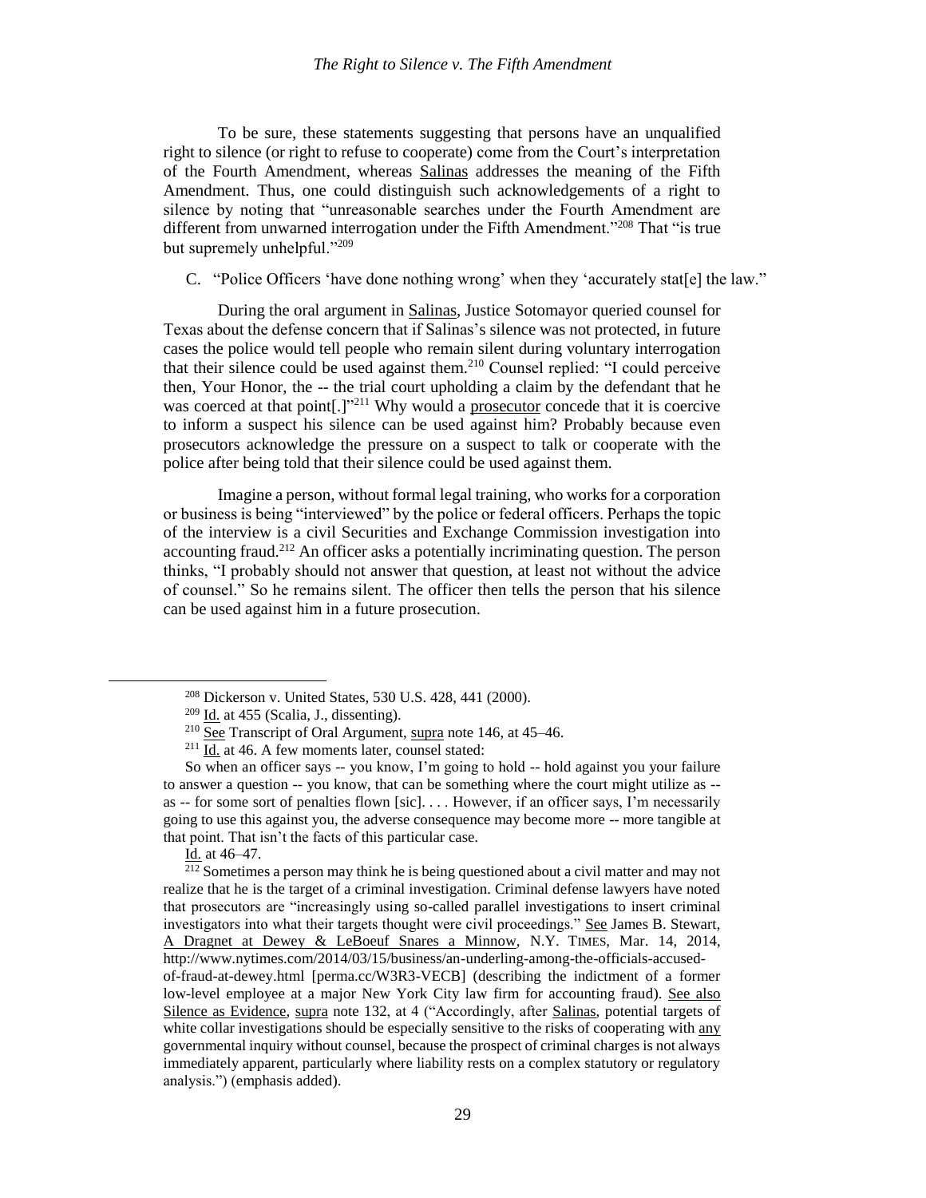To be sure, these statements suggesting that persons have an unqualified right to silence (or right to refuse to cooperate) come from the Court's interpretation of the Fourth Amendment, whereas Salinas addresses the meaning of the Fifth Amendment. Thus, one could distinguish such acknowledgements of a right to silence by noting that "unreasonable searches under the Fourth Amendment are different from unwarned interrogation under the Fifth Amendment."[208] That "is true but supremely unhelpful."[209]

### C. "Police Officers 'have done nothing wrong' when they 'accurately stat[e] the law."

During the oral argument in Salinas, Justice Sotomayor queried counsel for Texas about the defense concern that if Salinas's silence was not protected, in future cases the police would tell people who remain silent during voluntary interrogation that their silence could be used against them.[210] Counsel replied: "I could perceive then, Your Honor, the -- the trial court upholding a claim by the defendant that he was coerced at that point[.]"[211] Why would a prosecutor concede that it is coercive to inform a suspect his silence can be used against him? Probably because even prosecutors acknowledge the pressure on a suspect to talk or cooperate with the police after being told that their silence could be used against them.

Imagine a person, without formal legal training, who works for a corporation or business is being "interviewed" by the police or federal officers. Perhaps the topic of the interview is a civil Securities and Exchange Commission investigation into accounting fraud.[212] An officer asks a potentially incriminating question. The person thinks, "I probably should not answer that question, at least not without the advice of counsel." So he remains silent. The officer then tells the person that his silence can be used against him in a future prosecution.

---

[208] Dickerson v. United States, 530 U.S. 428, 441 (2000).

[209] Id. at 455 (Scalia, J., dissenting).

[210] See Transcript of Oral Argument, supra note 146, at 45–46.

[211] Id. at 46. A few moments later, counsel stated:

> So when an officer says -- you know, I'm going to hold -- hold against you your failure to answer a question -- you know, that can be something where the court might utilize as -- as -- for some sort of penalties flown [sic]. . . . However, if an officer says, I'm necessarily going to use this against you, the adverse consequence may become more -- more tangible at that point. That isn't the facts of this particular case.
>
> Id. at 46–47.

[212] Sometimes a person may think he is being questioned about a civil matter and may not realize that he is the target of a criminal investigation. Criminal defense lawyers have noted that prosecutors are "increasingly using so-called parallel investigations to insert criminal investigators into what their targets thought were civil proceedings." See James B. Stewart, A Dragnet at Dewey & LeBoeuf Snares a Minnow, N.Y. TIMES, Mar. 14, 2014, http://www.nytimes.com/2014/03/15/business/an-underling-among-the-officials-accused-of-fraud-at-dewey.html [perma.cc/W3R3-VECB] (describing the indictment of a former low-level employee at a major New York City law firm for accounting fraud). See also Silence as Evidence, supra note 132, at 4 ("Accordingly, after Salinas, potential targets of white collar investigations should be especially sensitive to the risks of cooperating with any governmental inquiry without counsel, because the prospect of criminal charges is not always immediately apparent, particularly where liability rests on a complex statutory or regulatory analysis.") (emphasis added).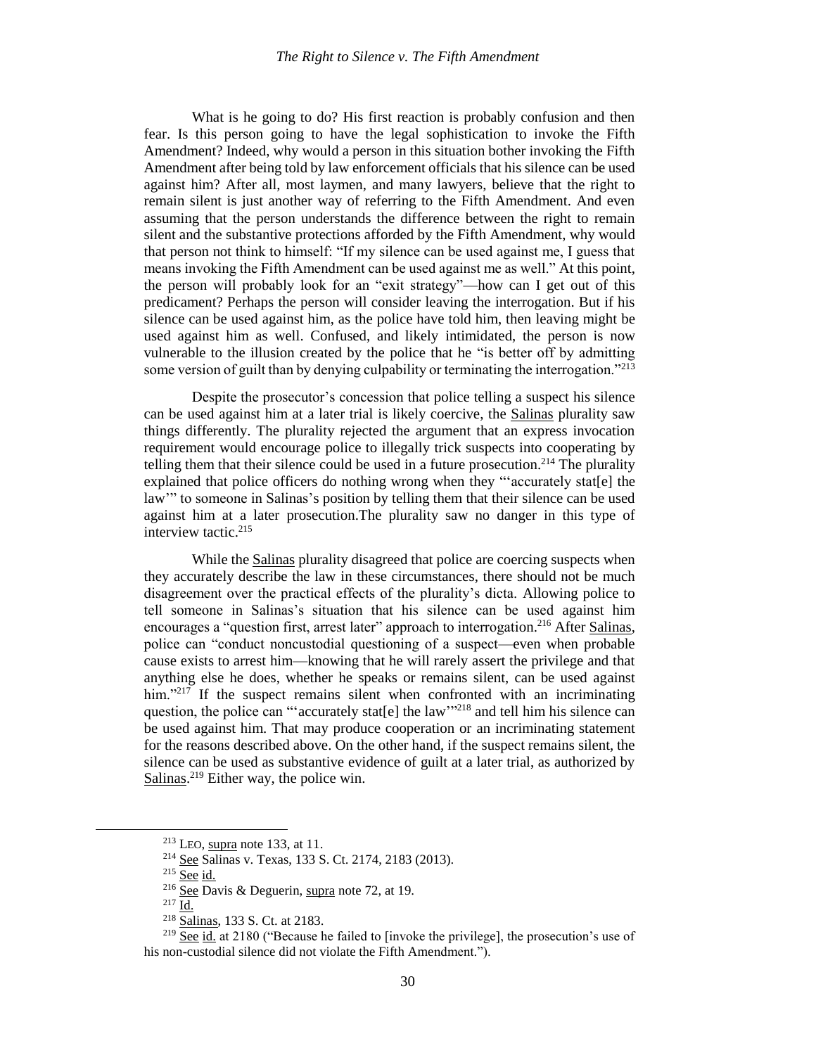What is he going to do? His first reaction is probably confusion and then fear. Is this person going to have the legal sophistication to invoke the Fifth Amendment? Indeed, why would a person in this situation bother invoking the Fifth Amendment after being told by law enforcement officials that his silence can be used against him? After all, most laymen, and many lawyers, believe that the right to remain silent is just another way of referring to the Fifth Amendment. And even assuming that the person understands the difference between the right to remain silent and the substantive protections afforded by the Fifth Amendment, why would that person not think to himself: "If my silence can be used against me, I guess that means invoking the Fifth Amendment can be used against me as well." At this point, the person will probably look for an "exit strategy"—how can I get out of this predicament? Perhaps the person will consider leaving the interrogation. But if his silence can be used against him, as the police have told him, then leaving might be used against him as well. Confused, and likely intimidated, the person is now vulnerable to the illusion created by the police that he "is better off by admitting some version of guilt than by denying culpability or terminating the interrogation."[213]

Despite the prosecutor's concession that police telling a suspect his silence can be used against him at a later trial is likely coercive, the Salinas plurality saw things differently. The plurality rejected the argument that an express invocation requirement would encourage police to illegally trick suspects into cooperating by telling them that their silence could be used in a future prosecution.[214] The plurality explained that police officers do nothing wrong when they "'accurately stat[e] the law'" to someone in Salinas's position by telling them that their silence can be used against him at a later prosecution.The plurality saw no danger in this type of interview tactic.[215]

While the Salinas plurality disagreed that police are coercing suspects when they accurately describe the law in these circumstances, there should not be much disagreement over the practical effects of the plurality's dicta. Allowing police to tell someone in Salinas's situation that his silence can be used against him encourages a "question first, arrest later" approach to interrogation.[216] After Salinas, police can "conduct noncustodial questioning of a suspect—even when probable cause exists to arrest him—knowing that he will rarely assert the privilege and that anything else he does, whether he speaks or remains silent, can be used against him."[217] If the suspect remains silent when confronted with an incriminating question, the police can "'accurately stat[e] the law'"[218] and tell him his silence can be used against him. That may produce cooperation or an incriminating statement for the reasons described above. On the other hand, if the suspect remains silent, the silence can be used as substantive evidence of guilt at a later trial, as authorized by Salinas.[219] Either way, the police win.

---

[213] LEO, supra note 133, at 11.

[214] See Salinas v. Texas, 133 S. Ct. 2174, 2183 (2013).

[215] See id.

[216] See Davis & Deguerin, supra note 72, at 19.

[217] Id.

[218] Salinas, 133 S. Ct. at 2183.

[219] See id. at 2180 ("Because he failed to [invoke the privilege], the prosecution's use of his non-custodial silence did not violate the Fifth Amendment.").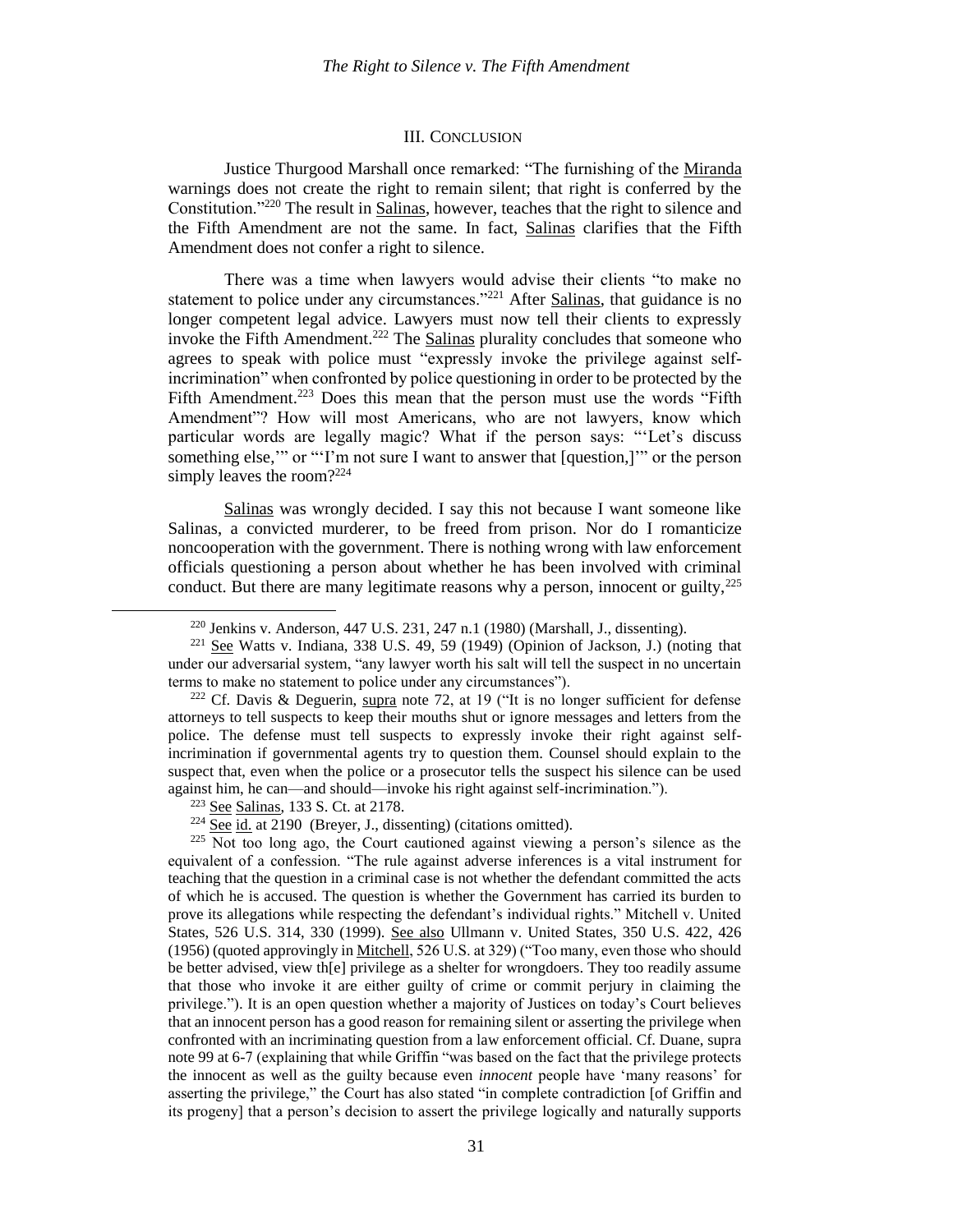## III. CONCLUSION

Justice Thurgood Marshall once remarked: "The furnishing of the Miranda warnings does not create the right to remain silent; that right is conferred by the Constitution."[220] The result in Salinas, however, teaches that the right to silence and the Fifth Amendment are not the same. In fact, Salinas clarifies that the Fifth Amendment does not confer a right to silence.

There was a time when lawyers would advise their clients "to make no statement to police under any circumstances."[221] After Salinas, that guidance is no longer competent legal advice. Lawyers must now tell their clients to expressly invoke the Fifth Amendment.[222] The Salinas plurality concludes that someone who agrees to speak with police must "expressly invoke the privilege against self-incrimination" when confronted by police questioning in order to be protected by the Fifth Amendment.[223] Does this mean that the person must use the words "Fifth Amendment"? How will most Americans, who are not lawyers, know which particular words are legally magic? What if the person says: "'Let's discuss something else,'" or "'I'm not sure I want to answer that [question,]'" or the person simply leaves the room?[224]

Salinas was wrongly decided. I say this not because I want someone like Salinas, a convicted murderer, to be freed from prison. Nor do I romanticize noncooperation with the government. There is nothing wrong with law enforcement officials questioning a person about whether he has been involved with criminal conduct. But there are many legitimate reasons why a person, innocent or guilty,[225]

---

[220] Jenkins v. Anderson, 447 U.S. 231, 247 n.1 (1980) (Marshall, J., dissenting).

[221] See Watts v. Indiana, 338 U.S. 49, 59 (1949) (Opinion of Jackson, J.) (noting that under our adversarial system, "any lawyer worth his salt will tell the suspect in no uncertain terms to make no statement to police under any circumstances").

[222] Cf. Davis & Deguerin, supra note 72, at 19 ("It is no longer sufficient for defense attorneys to tell suspects to keep their mouths shut or ignore messages and letters from the police. The defense must tell suspects to expressly invoke their right against self-incrimination if governmental agents try to question them. Counsel should explain to the suspect that, even when the police or a prosecutor tells the suspect his silence can be used against him, he can—and should—invoke his right against self-incrimination.").

[223] See Salinas, 133 S. Ct. at 2178.

[224] See id. at 2190 (Breyer, J., dissenting) (citations omitted).

[225] Not too long ago, the Court cautioned against viewing a person's silence as the equivalent of a confession. "The rule against adverse inferences is a vital instrument for teaching that the question in a criminal case is not whether the defendant committed the acts of which he is accused. The question is whether the Government has carried its burden to prove its allegations while respecting the defendant's individual rights." Mitchell v. United States, 526 U.S. 314, 330 (1999). See also Ullmann v. United States, 350 U.S. 422, 426 (1956) (quoted approvingly in Mitchell, 526 U.S. at 329) ("Too many, even those who should be better advised, view th[e] privilege as a shelter for wrongdoers. They too readily assume that those who invoke it are either guilty of crime or commit perjury in claiming the privilege."). It is an open question whether a majority of Justices on today's Court believes that an innocent person has a good reason for remaining silent or asserting the privilege when confronted with an incriminating question from a law enforcement official. Cf. Duane, supra note 99 at 6-7 (explaining that while Griffin "was based on the fact that the privilege protects the innocent as well as the guilty because even *innocent* people have 'many reasons' for asserting the privilege," the Court has also stated "in complete contradiction [of Griffin and its progeny] that a person's decision to assert the privilege logically and naturally supports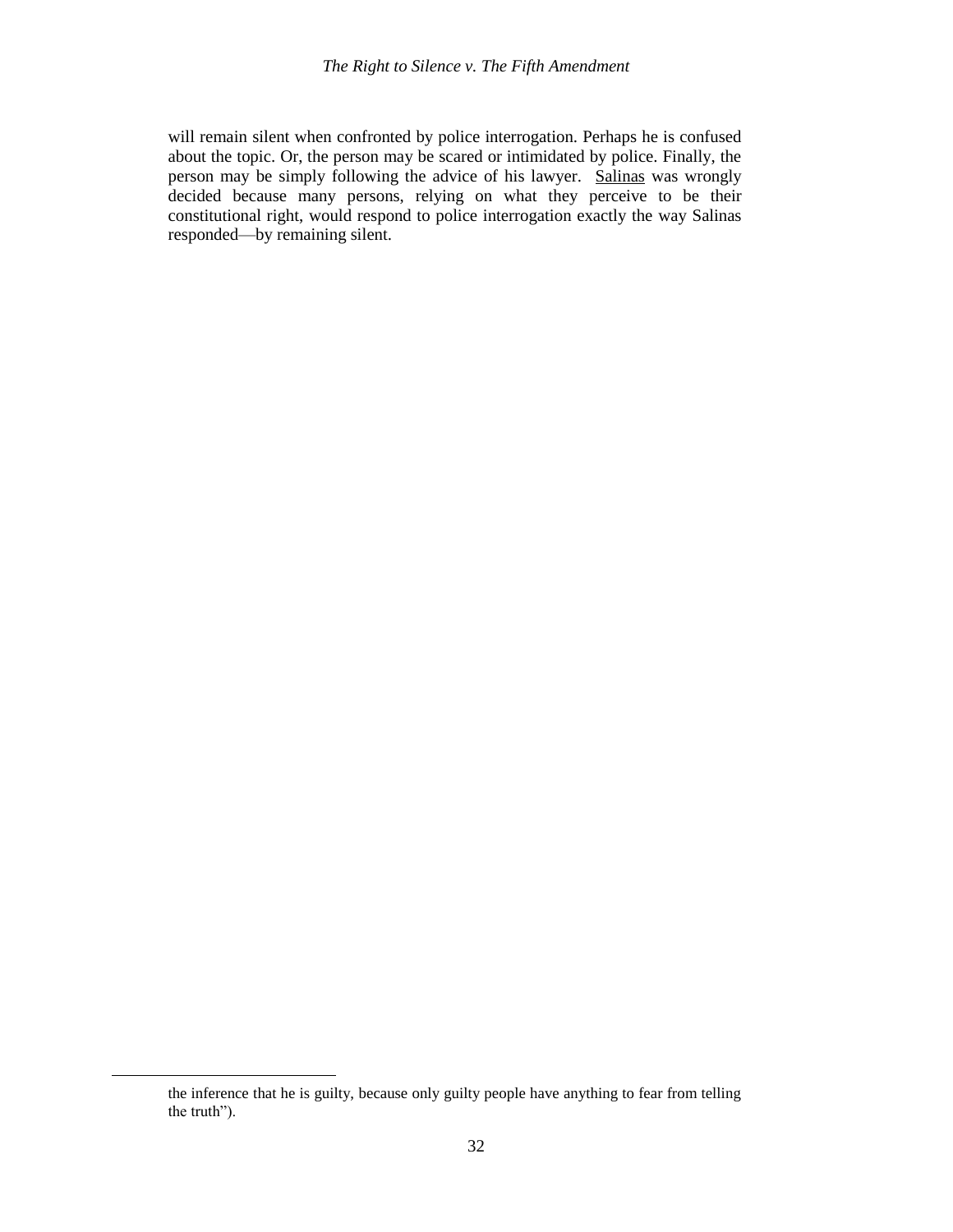will remain silent when confronted by police interrogation. Perhaps he is confused about the topic. Or, the person may be scared or intimidated by police. Finally, the person may be simply following the advice of his lawyer. Salinas was wrongly decided because many persons, relying on what they perceive to be their constitutional right, would respond to police interrogation exactly the way Salinas responded—by remaining silent.

---

the inference that he is guilty, because only guilty people have anything to fear from telling the truth").